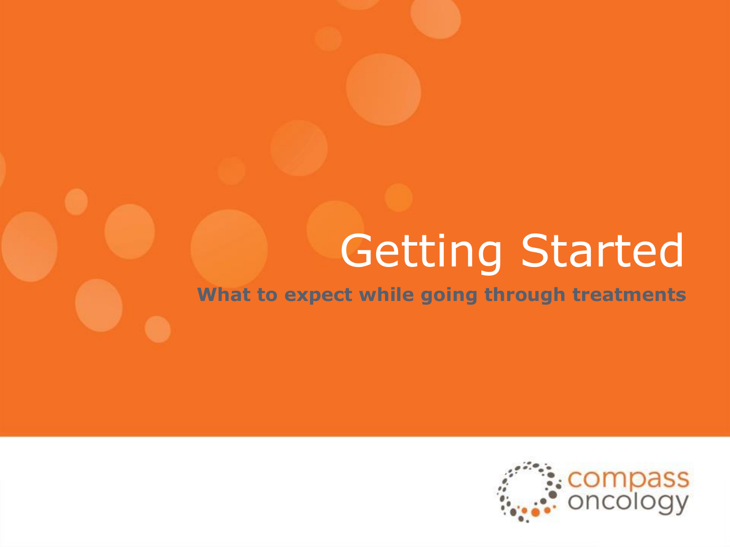# Getting Started

**What to expect while going through treatments**

compass oncology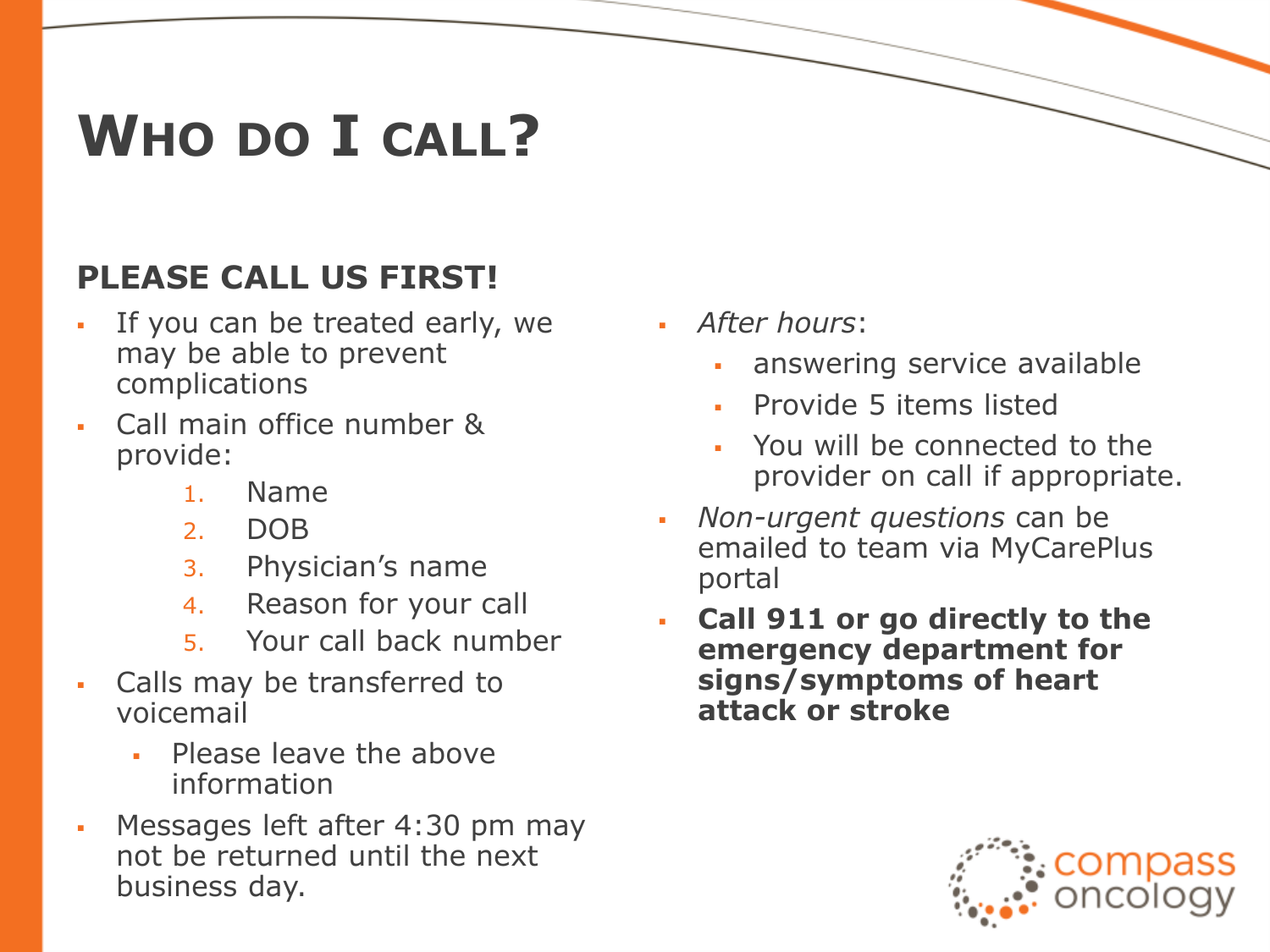# Who do I call?

## PLEASE CALL US FIRST!

- If you can be treated early, we may be able to prevent complications
- Call main office number & provide:
  1. Name
  2. DOB
  3. Physician's name
  4. Reason for your call
  5. Your call back number
- Calls may be transferred to voicemail
  - Please leave the above information
- Messages left after 4:30 pm may not be returned until the next business day.

- *After hours*:
  - answering service available
  - Provide 5 items listed
  - You will be connected to the provider on call if appropriate.
- *Non-urgent questions* can be emailed to team via MyCarePlus portal
- **Call 911 or go directly to the emergency department for signs/symptoms of heart attack or stroke**

compass oncology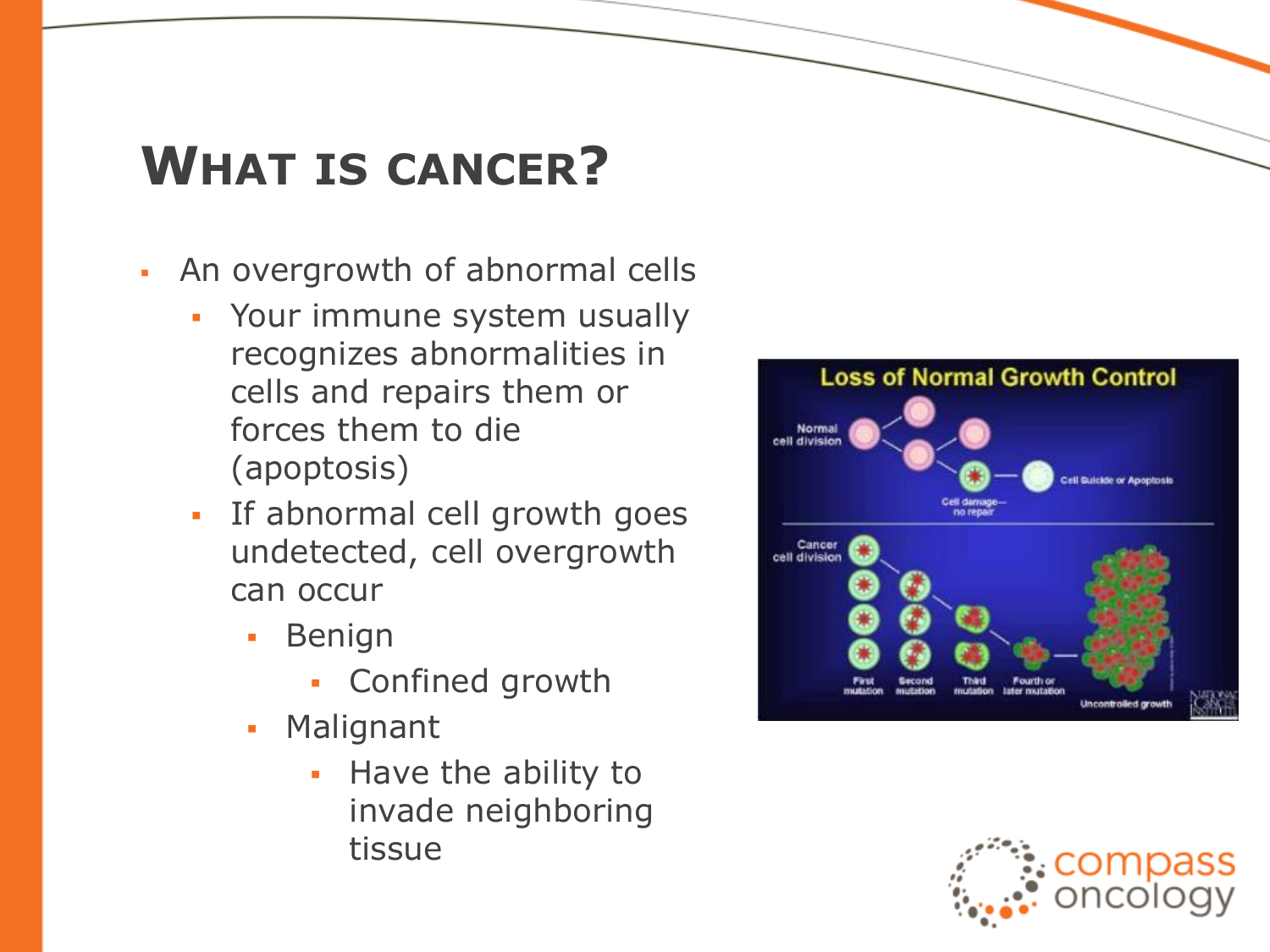# What is cancer?

- An overgrowth of abnormal cells
  - Your immune system usually recognizes abnormalities in cells and repairs them or forces them to die (apoptosis)
  - If abnormal cell growth goes undetected, cell overgrowth can occur
    - Benign
      - Confined growth
    - Malignant
      - Have the ability to invade neighboring tissue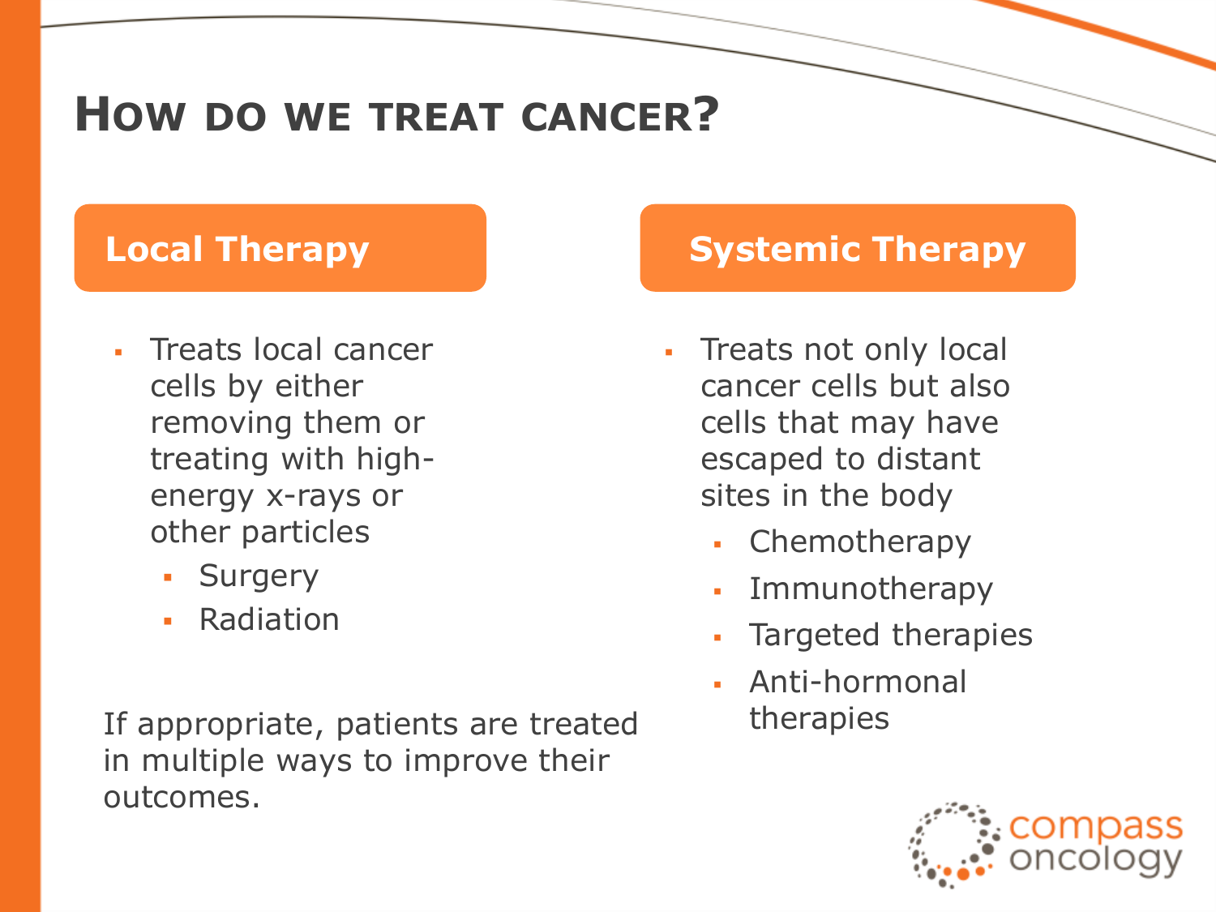# How do we treat cancer?

## Local Therapy

- Treats local cancer cells by either removing them or treating with high-energy x-rays or other particles
  - Surgery
  - Radiation

If appropriate, patients are treated in multiple ways to improve their outcomes.

## Systemic Therapy

- Treats not only local cancer cells but also cells that may have escaped to distant sites in the body
  - Chemotherapy
  - Immunotherapy
  - Targeted therapies
  - Anti-hormonal therapies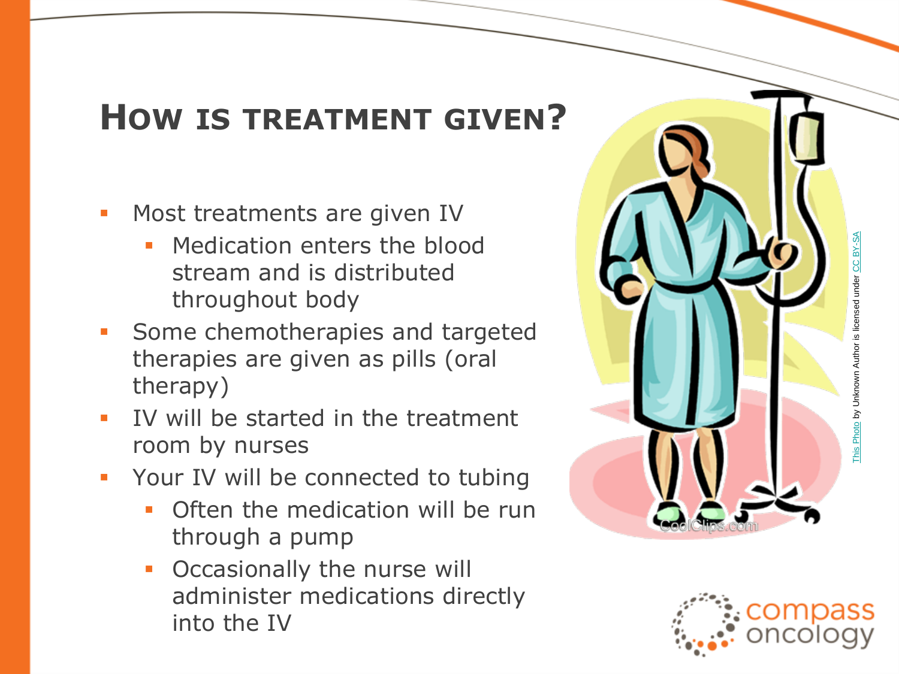## How is treatment given?

- Most treatments are given IV
  - Medication enters the blood stream and is distributed throughout body
- Some chemotherapies and targeted therapies are given as pills (oral therapy)
- IV will be started in the treatment room by nurses
- Your IV will be connected to tubing
  - Often the medication will be run through a pump
  - Occasionally the nurse will administer medications directly into the IV

This Photo by Unknown Author is licensed under CC BY-SA

compass oncology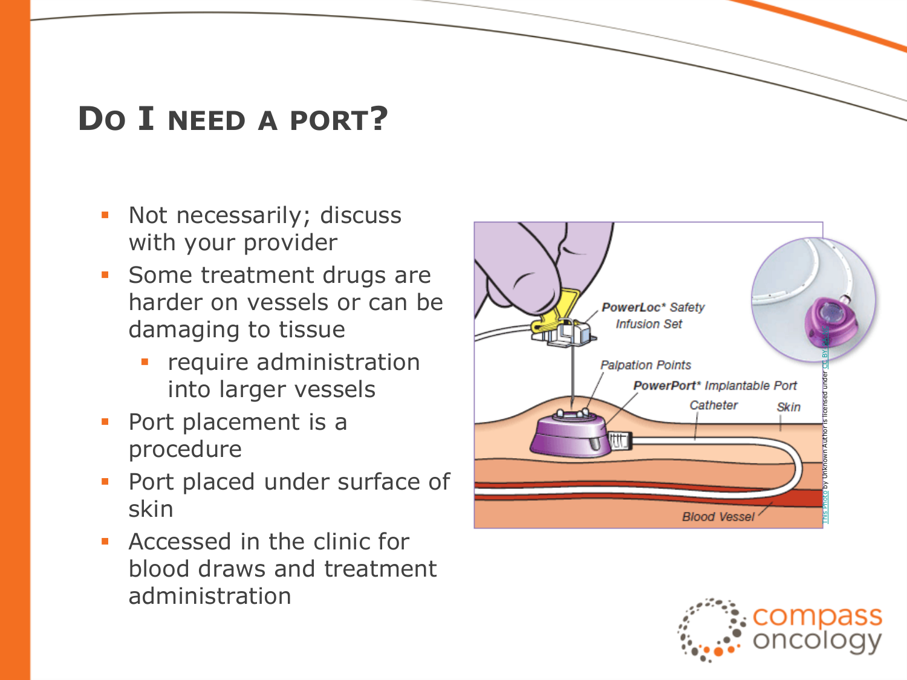# Do I need a port?

- Not necessarily; discuss with your provider
- Some treatment drugs are harder on vessels or can be damaging to tissue
  - require administration into larger vessels
- Port placement is a procedure
- Port placed under surface of skin
- Accessed in the clinic for blood draws and treatment administration

PowerLoc* Safety Infusion Set

Palpation Points

PowerPort* Implantable Port

Catheter

Skin

Blood Vessel

This Photo by Unknown Author is licensed under CC BY-SA-NC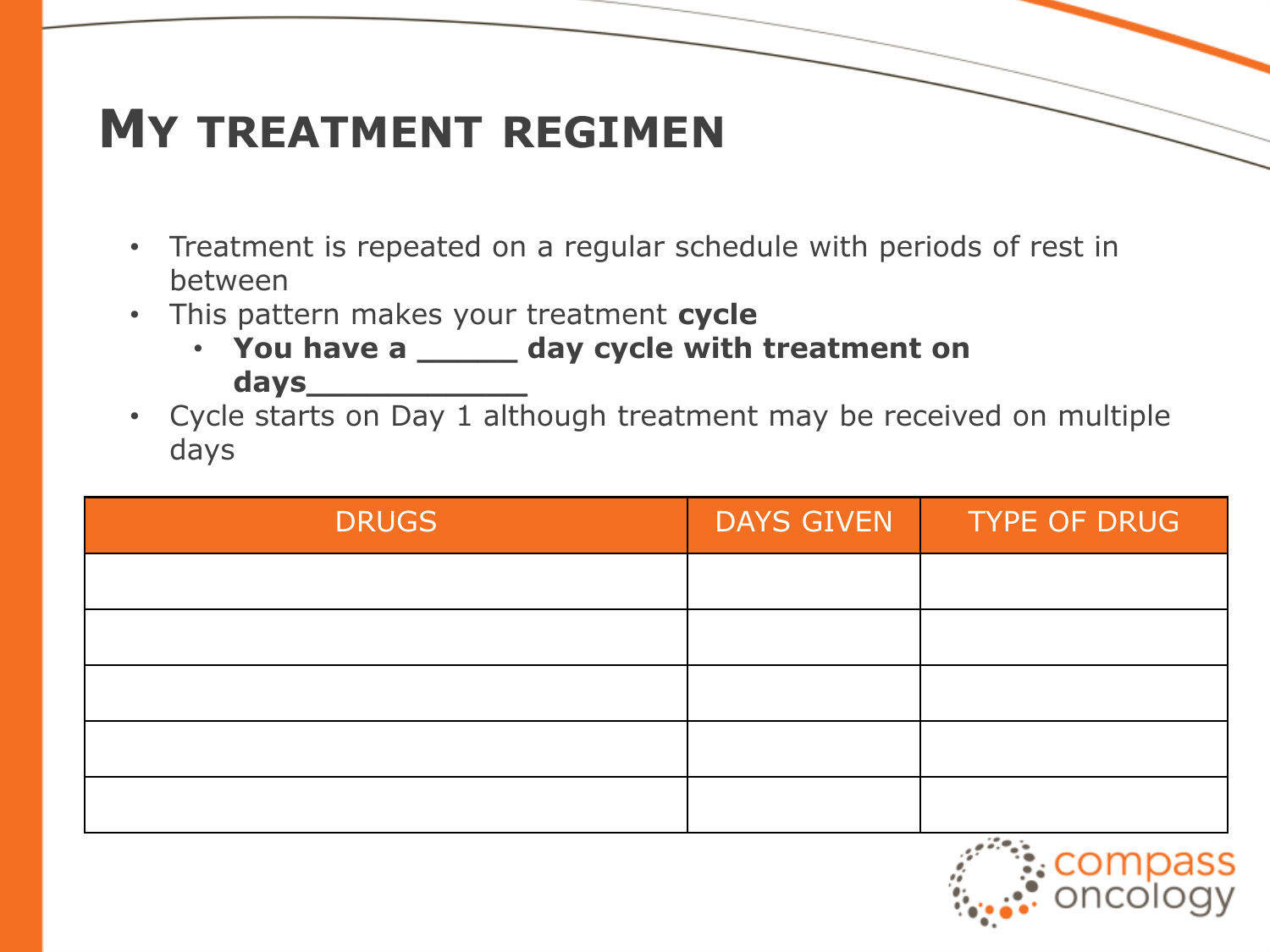# My treatment regimen

- Treatment is repeated on a regular schedule with periods of rest in between
- This pattern makes your treatment **cycle**
  - **You have a _____ day cycle with treatment on days___________**
- Cycle starts on Day 1 although treatment may be received on multiple days

| DRUGS | DAYS GIVEN | TYPE OF DRUG |
| --- | --- | --- |
| | | |
| | | |
| | | |
| | | |
| | | |

compass oncology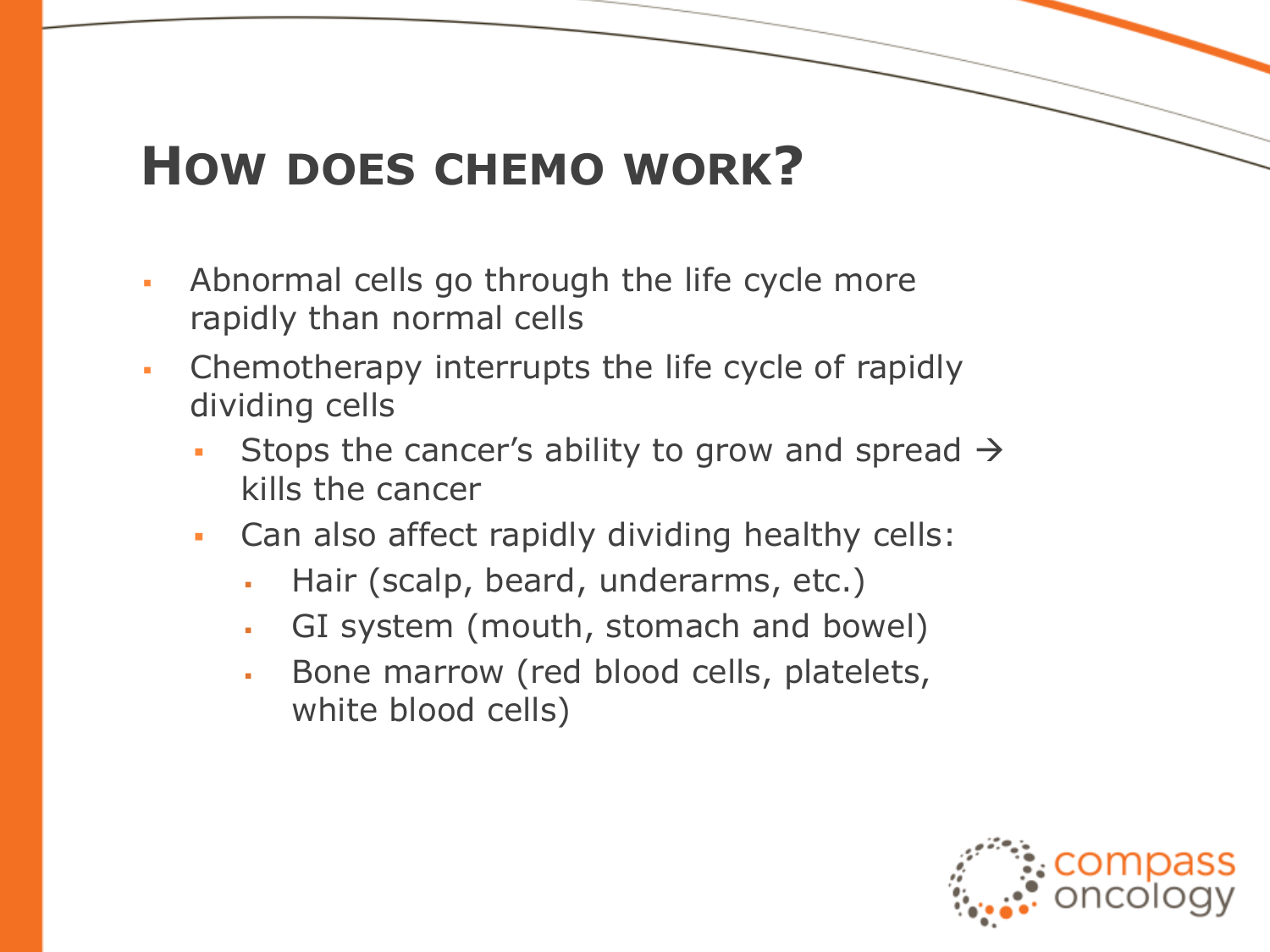# How does chemo work?

- Abnormal cells go through the life cycle more rapidly than normal cells
- Chemotherapy interrupts the life cycle of rapidly dividing cells
  - Stops the cancer's ability to grow and spread → kills the cancer
  - Can also affect rapidly dividing healthy cells:
    - Hair (scalp, beard, underarms, etc.)
    - GI system (mouth, stomach and bowel)
    - Bone marrow (red blood cells, platelets, white blood cells)

compass oncology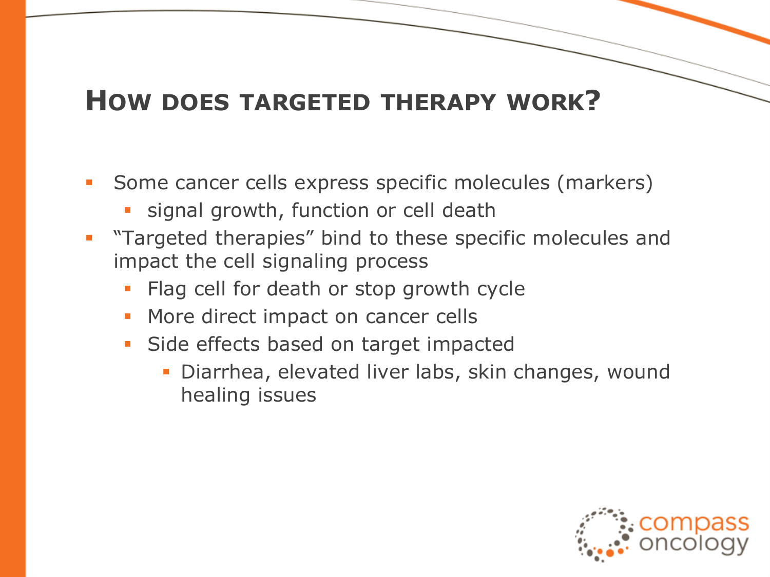## How does targeted therapy work?

- Some cancer cells express specific molecules (markers)
  - signal growth, function or cell death
- "Targeted therapies" bind to these specific molecules and impact the cell signaling process
  - Flag cell for death or stop growth cycle
  - More direct impact on cancer cells
  - Side effects based on target impacted
    - Diarrhea, elevated liver labs, skin changes, wound healing issues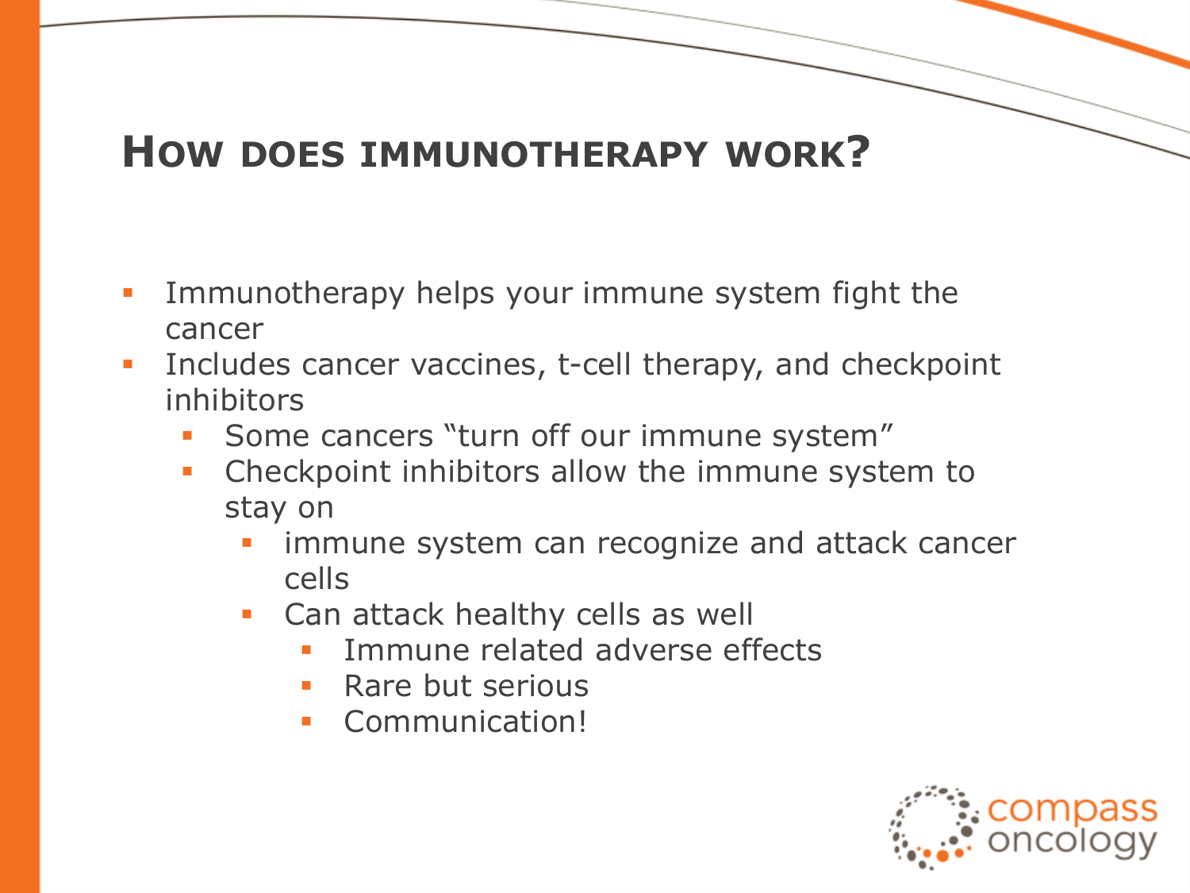## How does immunotherapy work?

- Immunotherapy helps your immune system fight the cancer
- Includes cancer vaccines, t-cell therapy, and checkpoint inhibitors
  - Some cancers “turn off our immune system”
  - Checkpoint inhibitors allow the immune system to stay on
    - immune system can recognize and attack cancer cells
    - Can attack healthy cells as well
      - Immune related adverse effects
      - Rare but serious
      - Communication!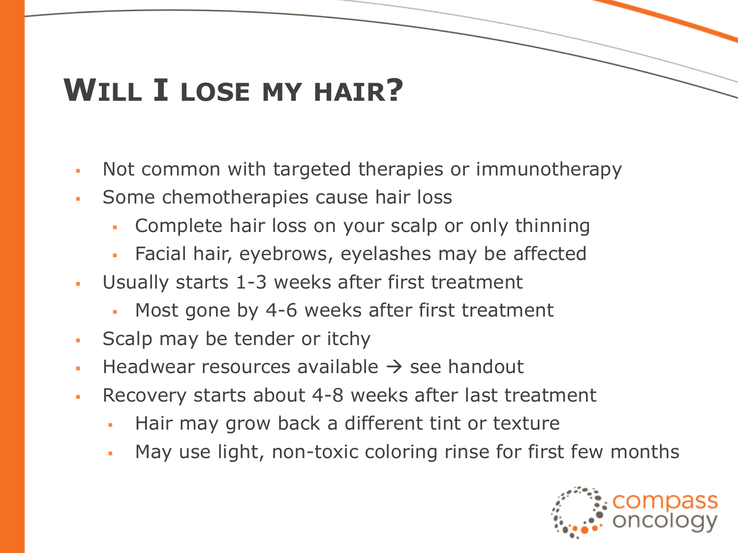# Will I lose my hair?

- Not common with targeted therapies or immunotherapy
- Some chemotherapies cause hair loss
  - Complete hair loss on your scalp or only thinning
  - Facial hair, eyebrows, eyelashes may be affected
- Usually starts 1-3 weeks after first treatment
  - Most gone by 4-6 weeks after first treatment
- Scalp may be tender or itchy
- Headwear resources available → see handout
- Recovery starts about 4-8 weeks after last treatment
  - Hair may grow back a different tint or texture
  - May use light, non-toxic coloring rinse for first few months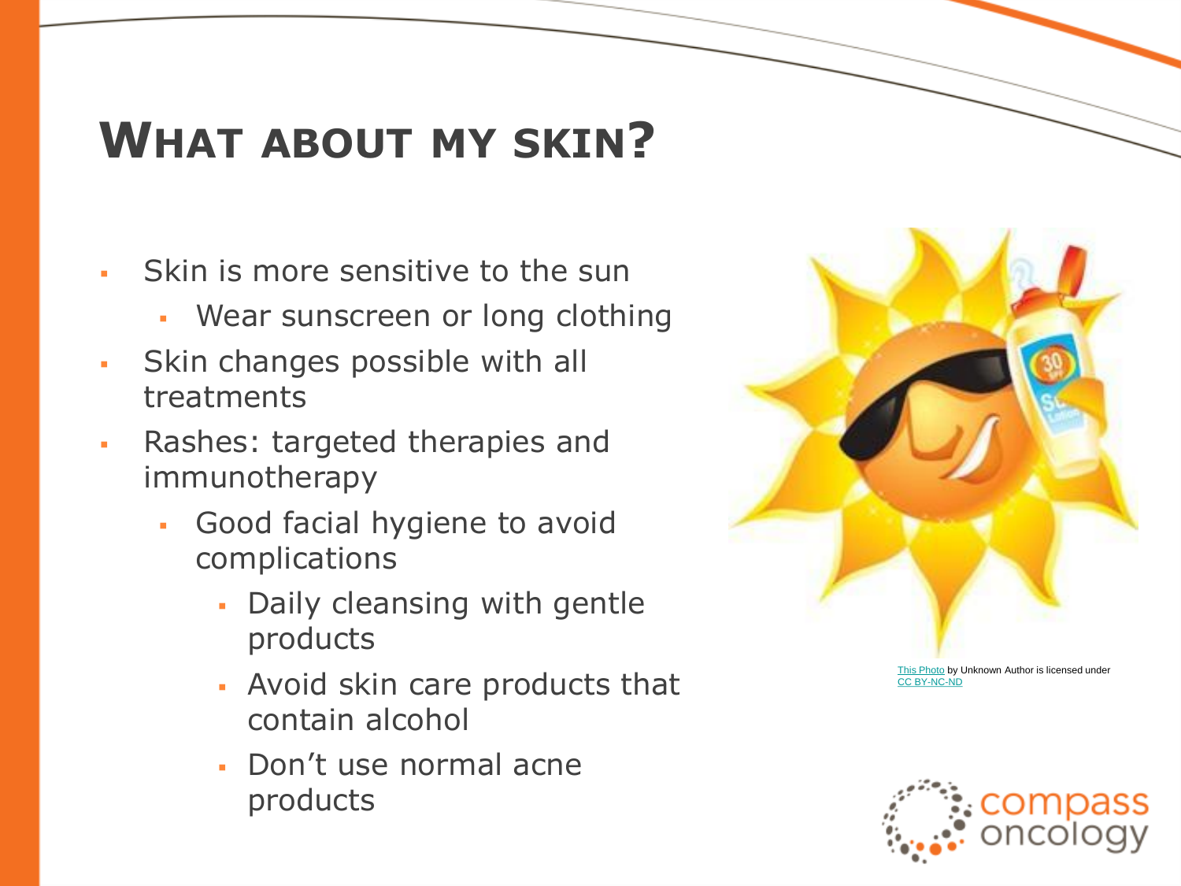# What about my skin?

- Skin is more sensitive to the sun
  - Wear sunscreen or long clothing
- Skin changes possible with all treatments
- Rashes: targeted therapies and immunotherapy
  - Good facial hygiene to avoid complications
    - Daily cleansing with gentle products
    - Avoid skin care products that contain alcohol
    - Don't use normal acne products

This Photo by Unknown Author is licensed under CC BY-NC-ND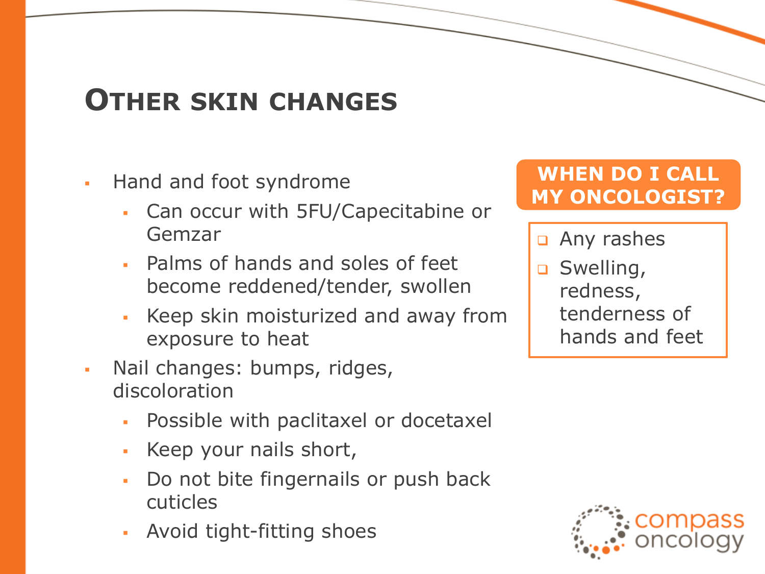# Other skin changes

- Hand and foot syndrome
  - Can occur with 5FU/Capecitabine or Gemzar
  - Palms of hands and soles of feet become reddened/tender, swollen
  - Keep skin moisturized and away from exposure to heat
- Nail changes: bumps, ridges, discoloration
  - Possible with paclitaxel or docetaxel
  - Keep your nails short,
  - Do not bite fingernails or push back cuticles
  - Avoid tight-fitting shoes

**WHEN DO I CALL MY ONCOLOGIST?**

- Any rashes
- Swelling, redness, tenderness of hands and feet

compass oncology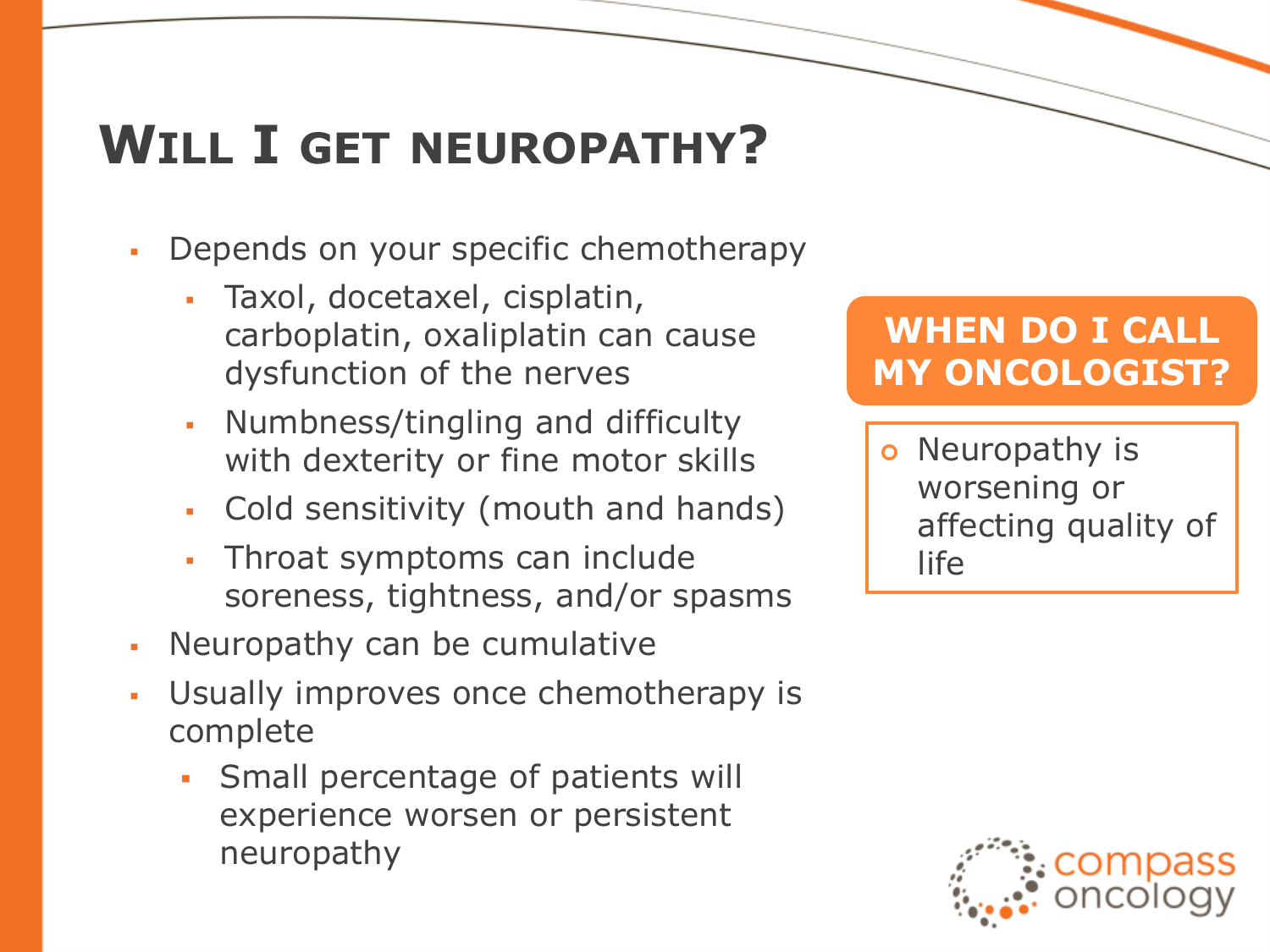# Will I get neuropathy?

- Depends on your specific chemotherapy
  - Taxol, docetaxel, cisplatin, carboplatin, oxaliplatin can cause dysfunction of the nerves
  - Numbness/tingling and difficulty with dexterity or fine motor skills
  - Cold sensitivity (mouth and hands)
  - Throat symptoms can include soreness, tightness, and/or spasms
- Neuropathy can be cumulative
- Usually improves once chemotherapy is complete
  - Small percentage of patients will experience worsen or persistent neuropathy

## WHEN DO I CALL MY ONCOLOGIST?

- Neuropathy is worsening or affecting quality of life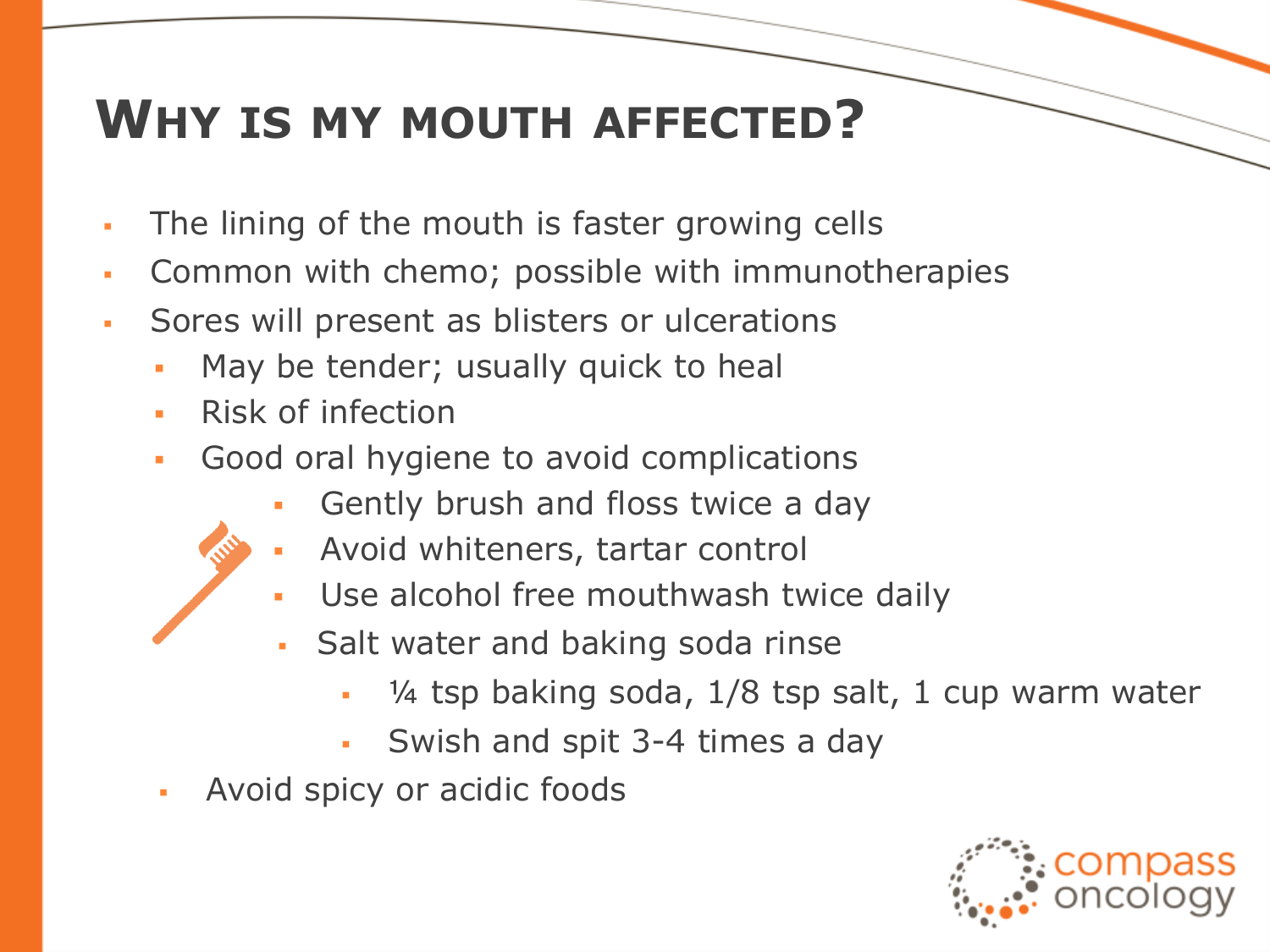# Why is my mouth affected?

- The lining of the mouth is faster growing cells
- Common with chemo; possible with immunotherapies
- Sores will present as blisters or ulcerations
  - May be tender; usually quick to heal
  - Risk of infection
  - Good oral hygiene to avoid complications
    - Gently brush and floss twice a day
    - Avoid whiteners, tartar control
    - Use alcohol free mouthwash twice daily
    - Salt water and baking soda rinse
      - ¼ tsp baking soda, 1/8 tsp salt, 1 cup warm water
      - Swish and spit 3-4 times a day
  - Avoid spicy or acidic foods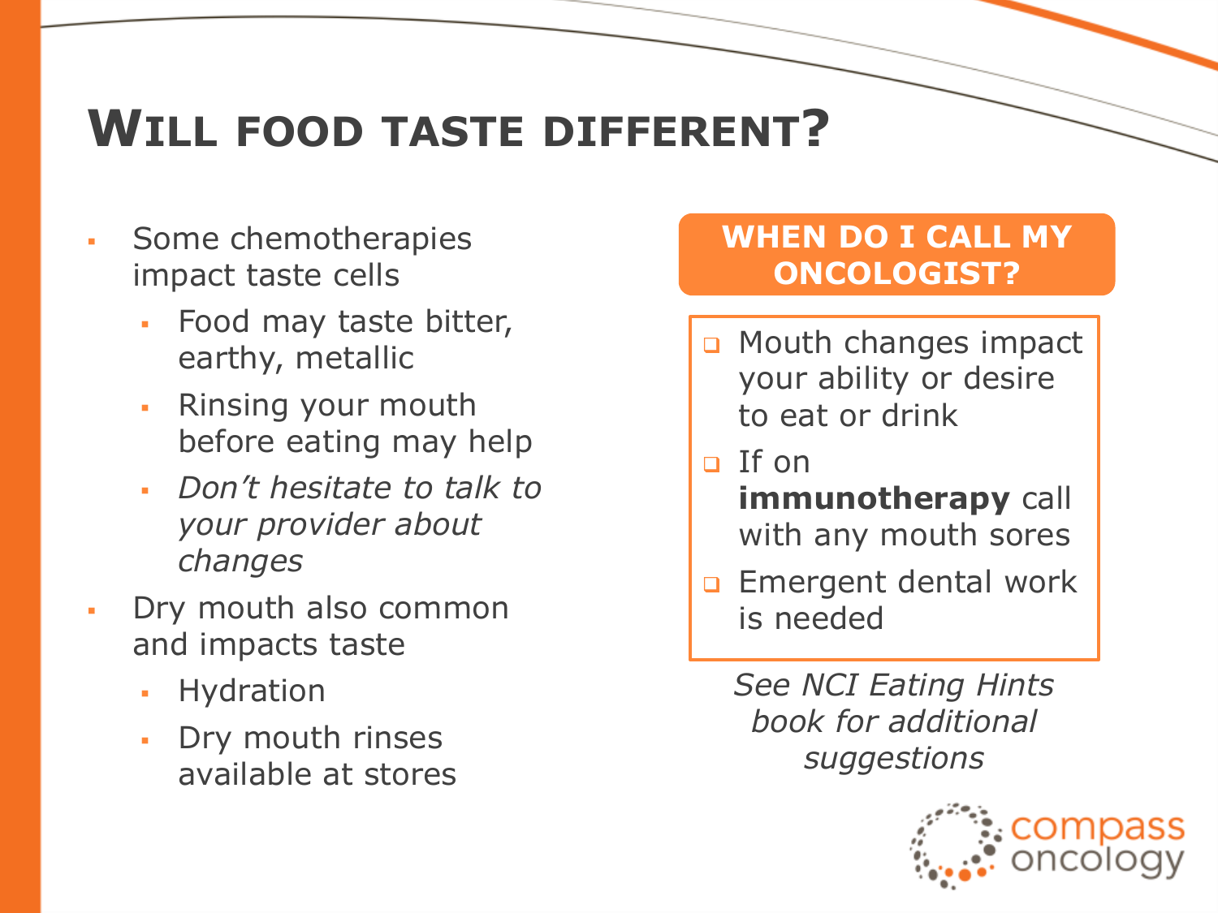# Will food taste different?

- Some chemotherapies impact taste cells
  - Food may taste bitter, earthy, metallic
  - Rinsing your mouth before eating may help
  - *Don't hesitate to talk to your provider about changes*
- Dry mouth also common and impacts taste
  - Hydration
  - Dry mouth rinses available at stores

## When do I call my oncologist?

- Mouth changes impact your ability or desire to eat or drink
- If on **immunotherapy** call with any mouth sores
- Emergent dental work is needed

*See NCI Eating Hints book for additional suggestions*

compass oncology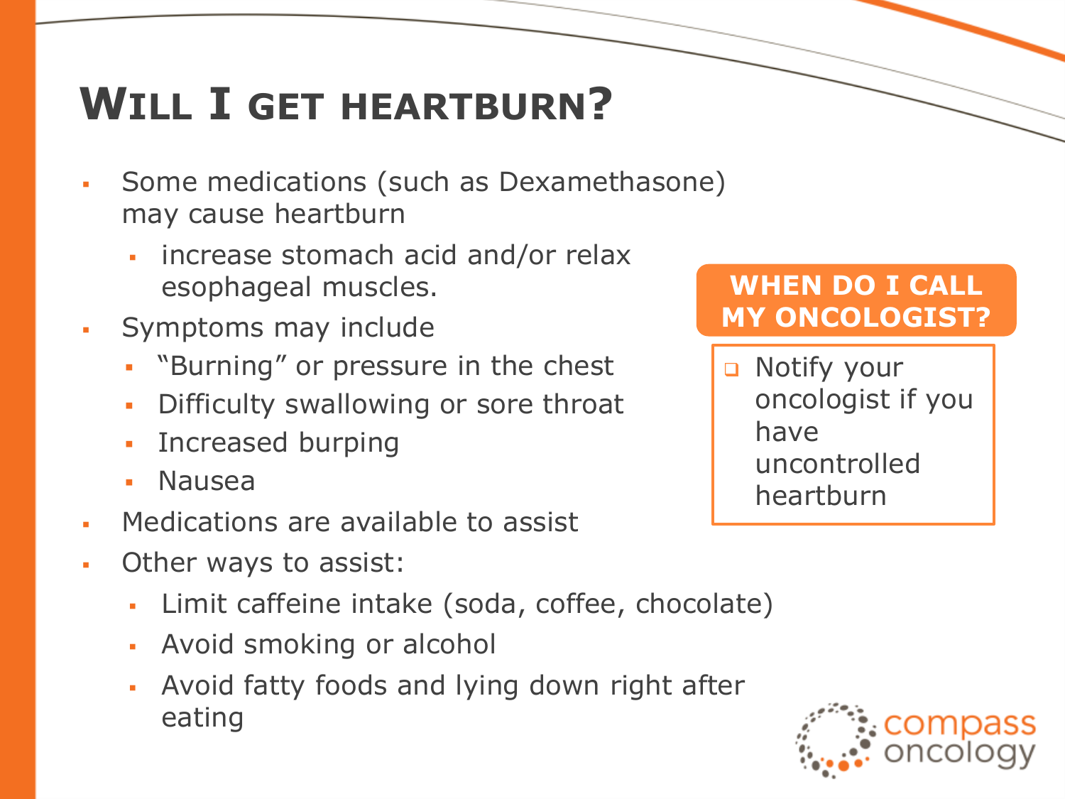# WILL I GET HEARTBURN?

- Some medications (such as Dexamethasone) may cause heartburn
  - increase stomach acid and/or relax esophageal muscles.
- Symptoms may include
  - "Burning" or pressure in the chest
  - Difficulty swallowing or sore throat
  - Increased burping
  - Nausea
- Medications are available to assist
- Other ways to assist:
  - Limit caffeine intake (soda, coffee, chocolate)
  - Avoid smoking or alcohol
  - Avoid fatty foods and lying down right after eating

**WHEN DO I CALL MY ONCOLOGIST?**

- Notify your oncologist if you have uncontrolled heartburn

compass oncology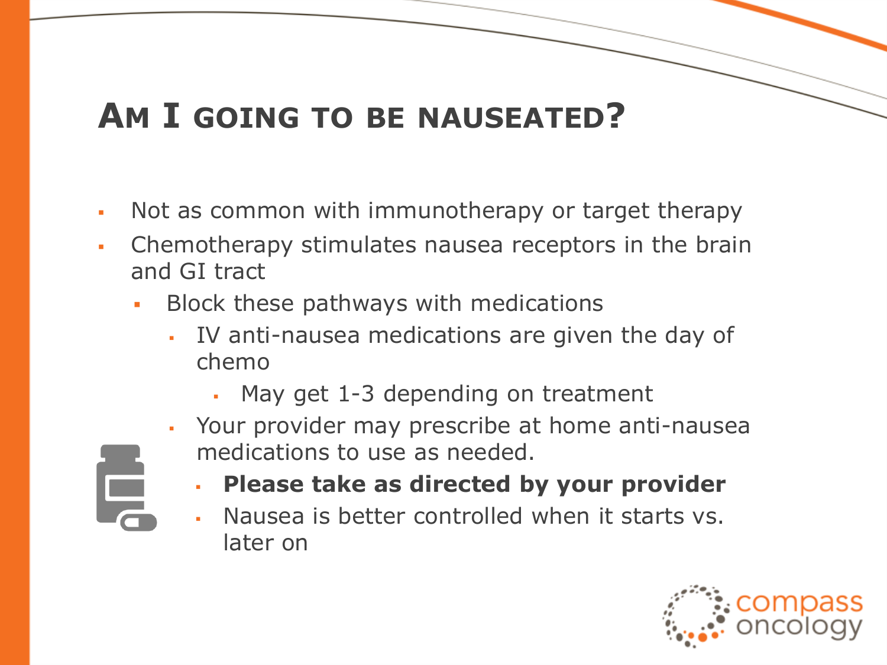# Am I going to be nauseated?

- Not as common with immunotherapy or target therapy
- Chemotherapy stimulates nausea receptors in the brain and GI tract
  - Block these pathways with medications
    - IV anti-nausea medications are given the day of chemo
      - May get 1-3 depending on treatment
    - Your provider may prescribe at home anti-nausea medications to use as needed.
      - **Please take as directed by your provider**
      - Nausea is better controlled when it starts vs. later on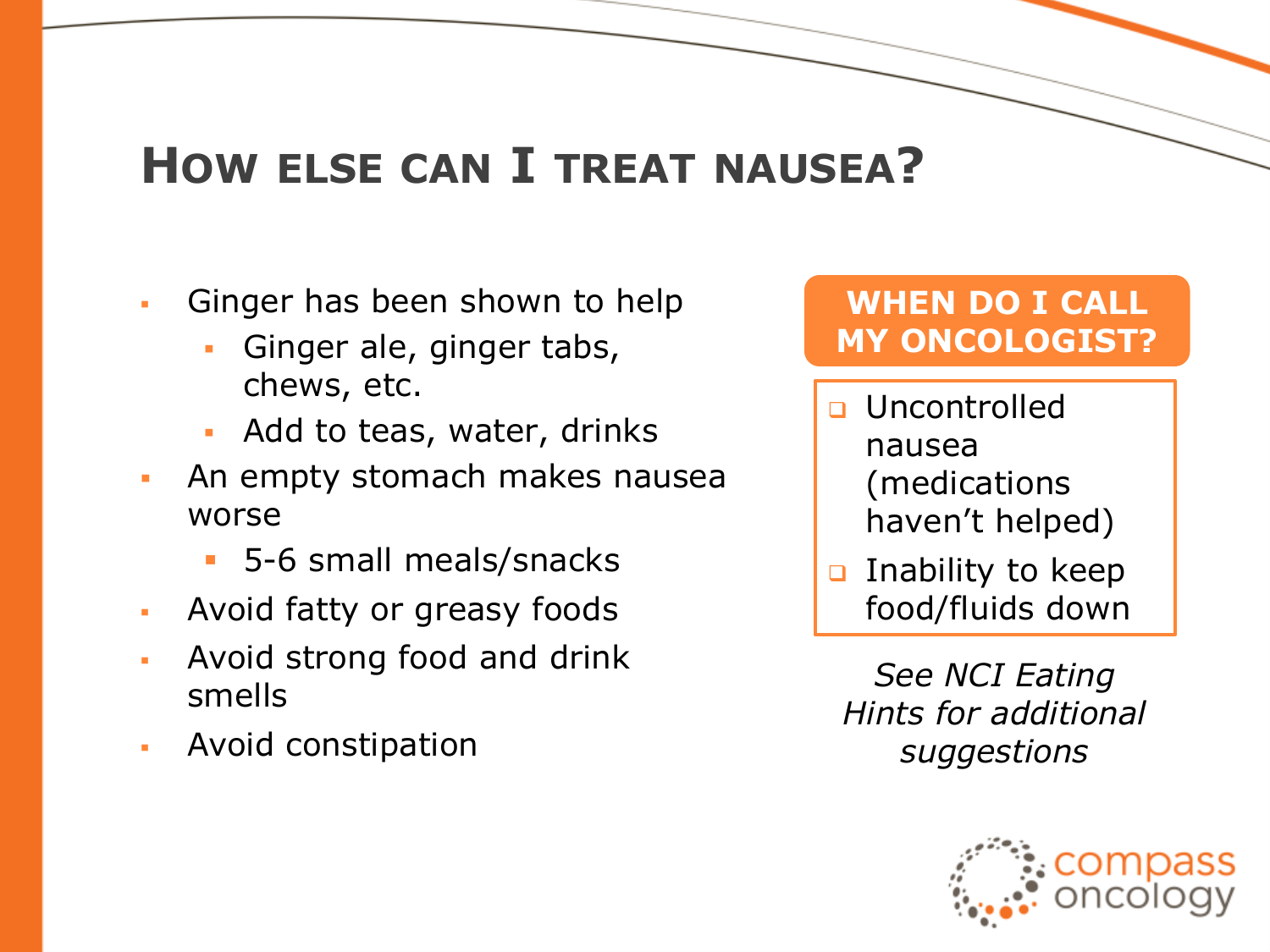# How else can I treat nausea?

- Ginger has been shown to help
  - Ginger ale, ginger tabs, chews, etc.
  - Add to teas, water, drinks
- An empty stomach makes nausea worse
  - 5-6 small meals/snacks
- Avoid fatty or greasy foods
- Avoid strong food and drink smells
- Avoid constipation

**WHEN DO I CALL MY ONCOLOGIST?**

- Uncontrolled nausea (medications haven't helped)
- Inability to keep food/fluids down

*See NCI Eating Hints for additional suggestions*

compass oncology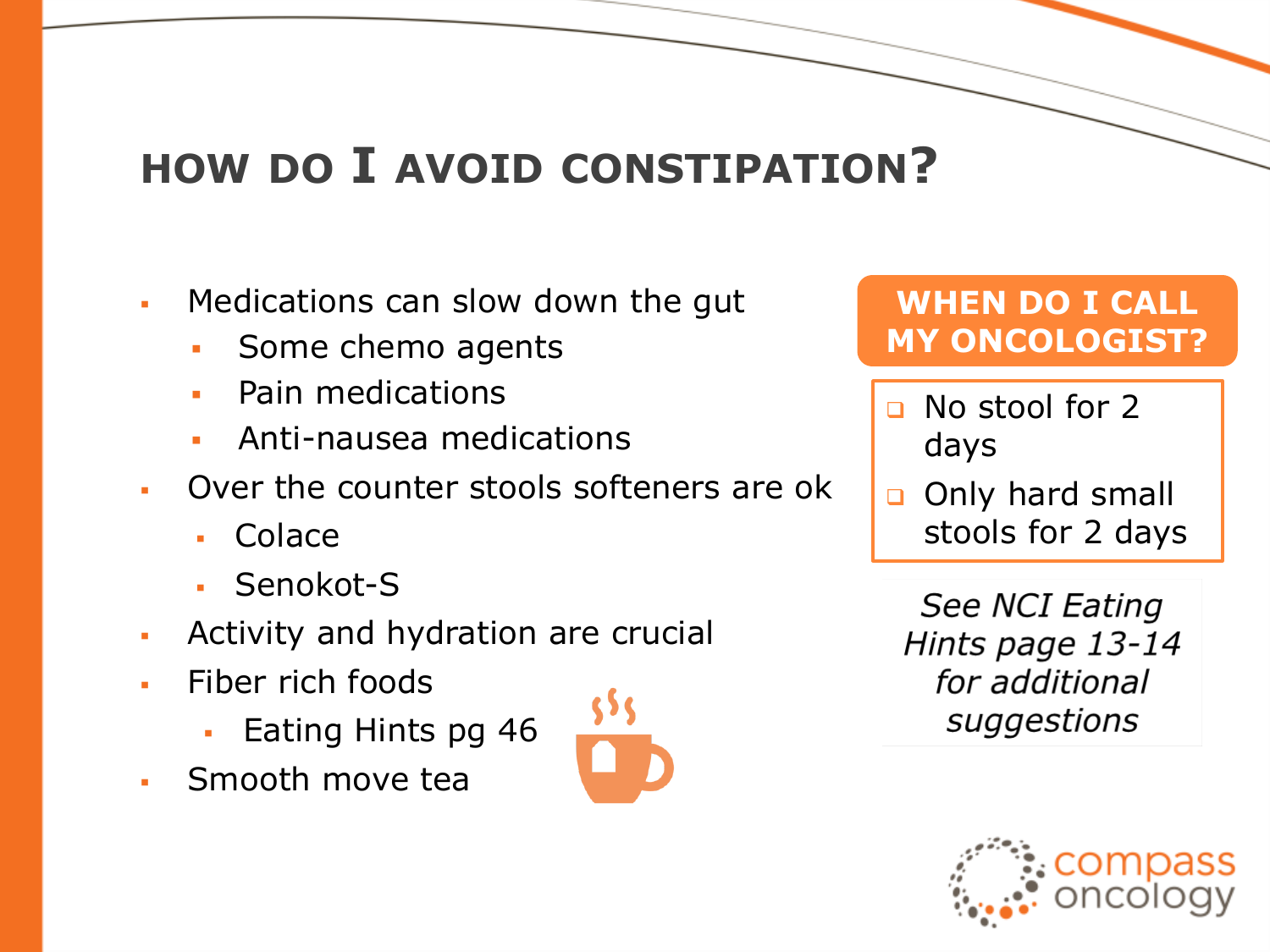# HOW DO I AVOID CONSTIPATION?

- Medications can slow down the gut
  - Some chemo agents
  - Pain medications
  - Anti-nausea medications
- Over the counter stools softeners are ok
  - Colace
  - Senokot-S
- Activity and hydration are crucial
- Fiber rich foods
  - Eating Hints pg 46
- Smooth move tea

**WHEN DO I CALL MY ONCOLOGIST?**

- No stool for 2 days
- Only hard small stools for 2 days

*See NCI Eating Hints page 13-14 for additional suggestions*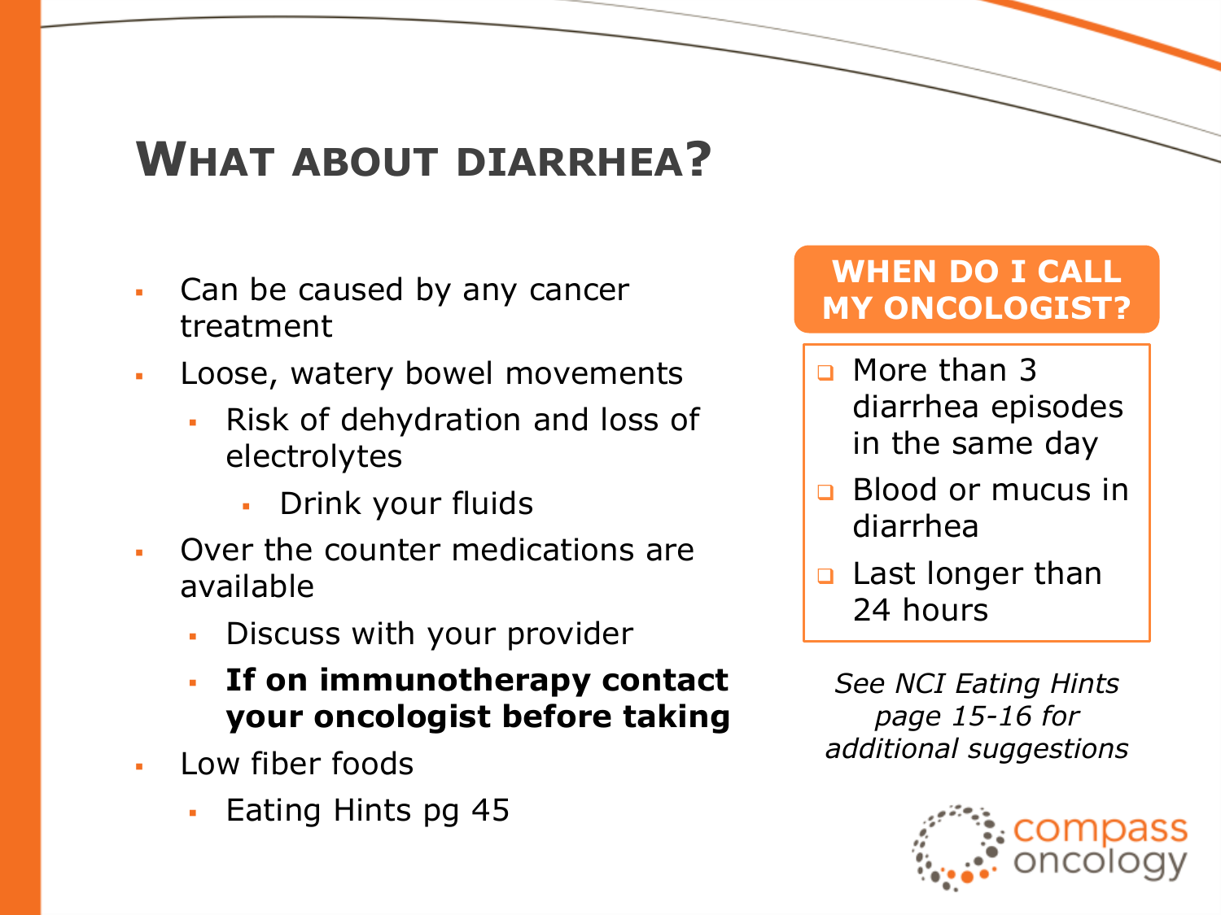# What about diarrhea?

- Can be caused by any cancer treatment
- Loose, watery bowel movements
  - Risk of dehydration and loss of electrolytes
    - Drink your fluids
- Over the counter medications are available
  - Discuss with your provider
  - **If on immunotherapy contact your oncologist before taking**
- Low fiber foods
  - Eating Hints pg 45

## When do I call my oncologist?

- More than 3 diarrhea episodes in the same day
- Blood or mucus in diarrhea
- Last longer than 24 hours

*See NCI Eating Hints page 15-16 for additional suggestions*

compass oncology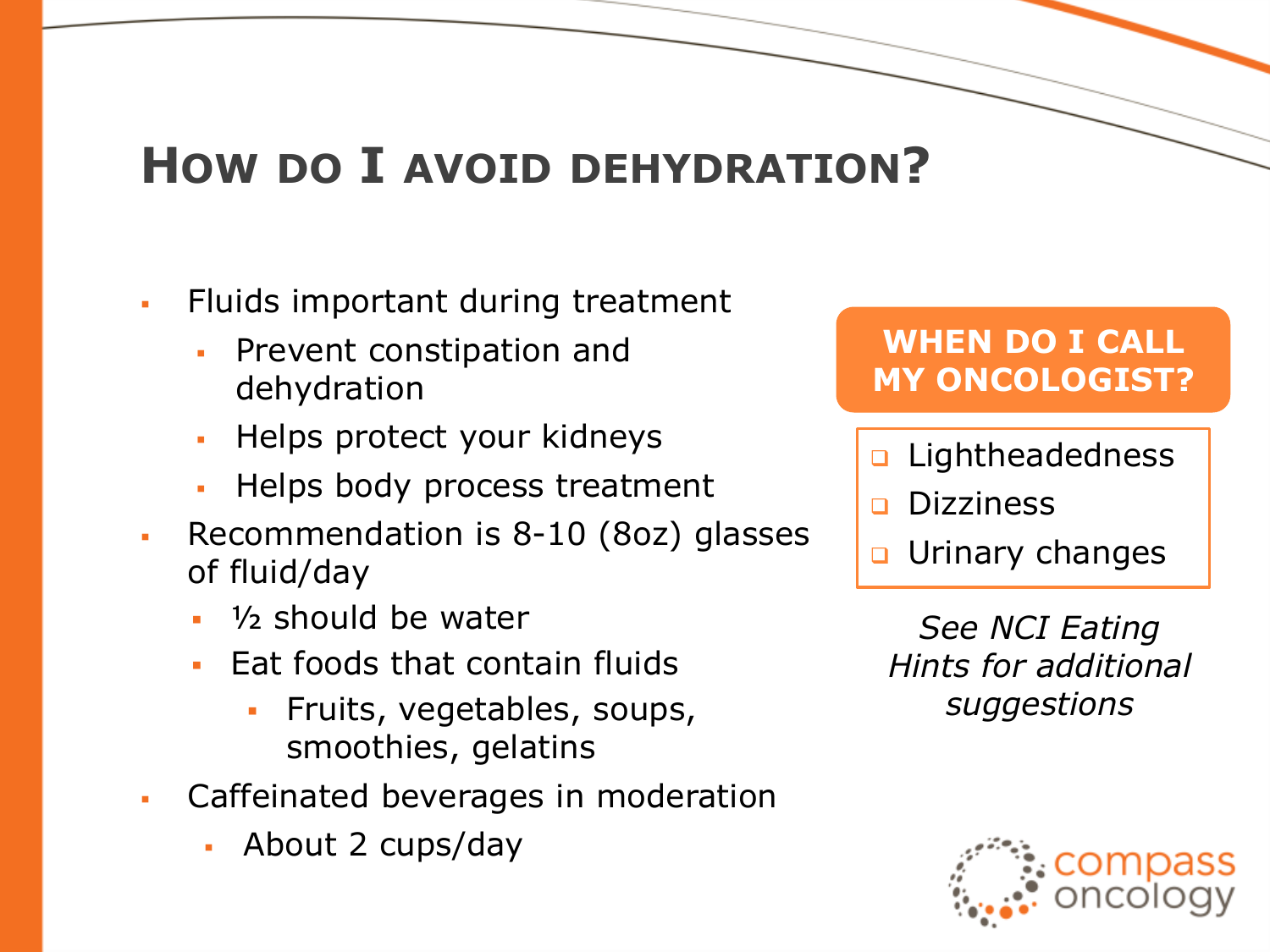# How do I avoid dehydration?

- Fluids important during treatment
  - Prevent constipation and dehydration
  - Helps protect your kidneys
  - Helps body process treatment
- Recommendation is 8-10 (8oz) glasses of fluid/day
  - ½ should be water
  - Eat foods that contain fluids
    - Fruits, vegetables, soups, smoothies, gelatins
- Caffeinated beverages in moderation
  - About 2 cups/day

**WHEN DO I CALL MY ONCOLOGIST?**

- Lightheadedness
- Dizziness
- Urinary changes

*See NCI Eating Hints for additional suggestions*

compass oncology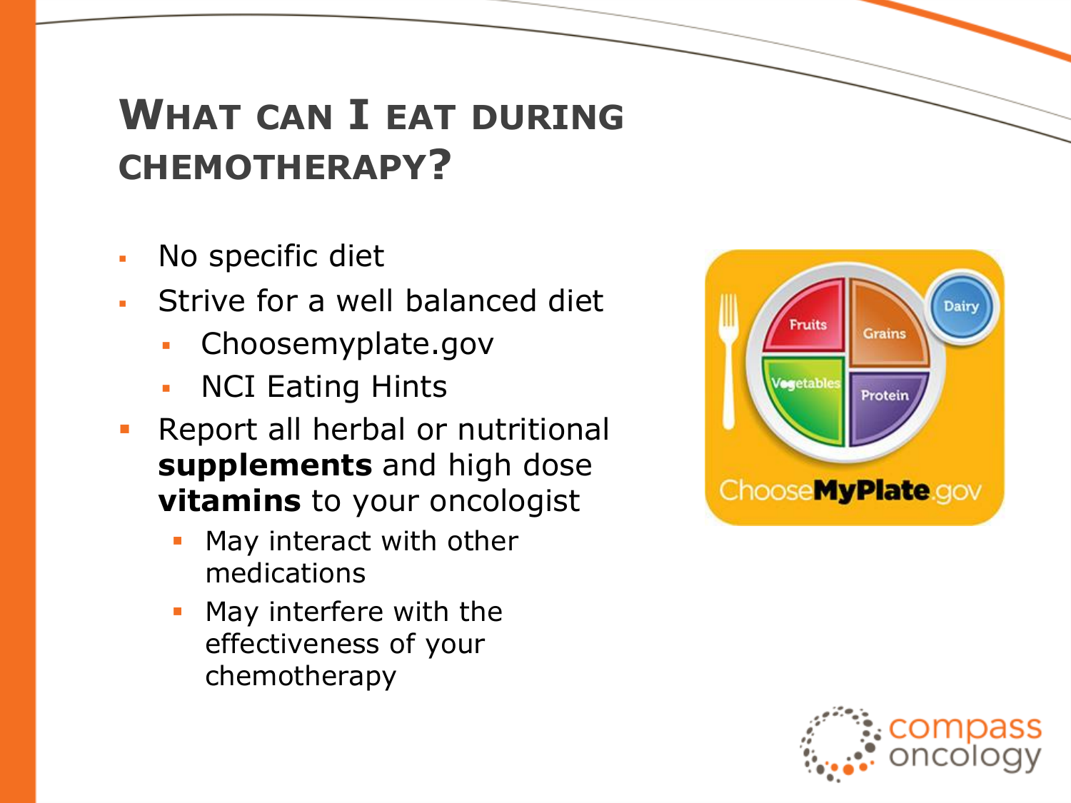# What can I eat during chemotherapy?

- No specific diet
- Strive for a well balanced diet
  - Choosemyplate.gov
  - NCI Eating Hints
- Report all herbal or nutritional **supplements** and high dose **vitamins** to your oncologist
  - May interact with other medications
  - May interfere with the effectiveness of your chemotherapy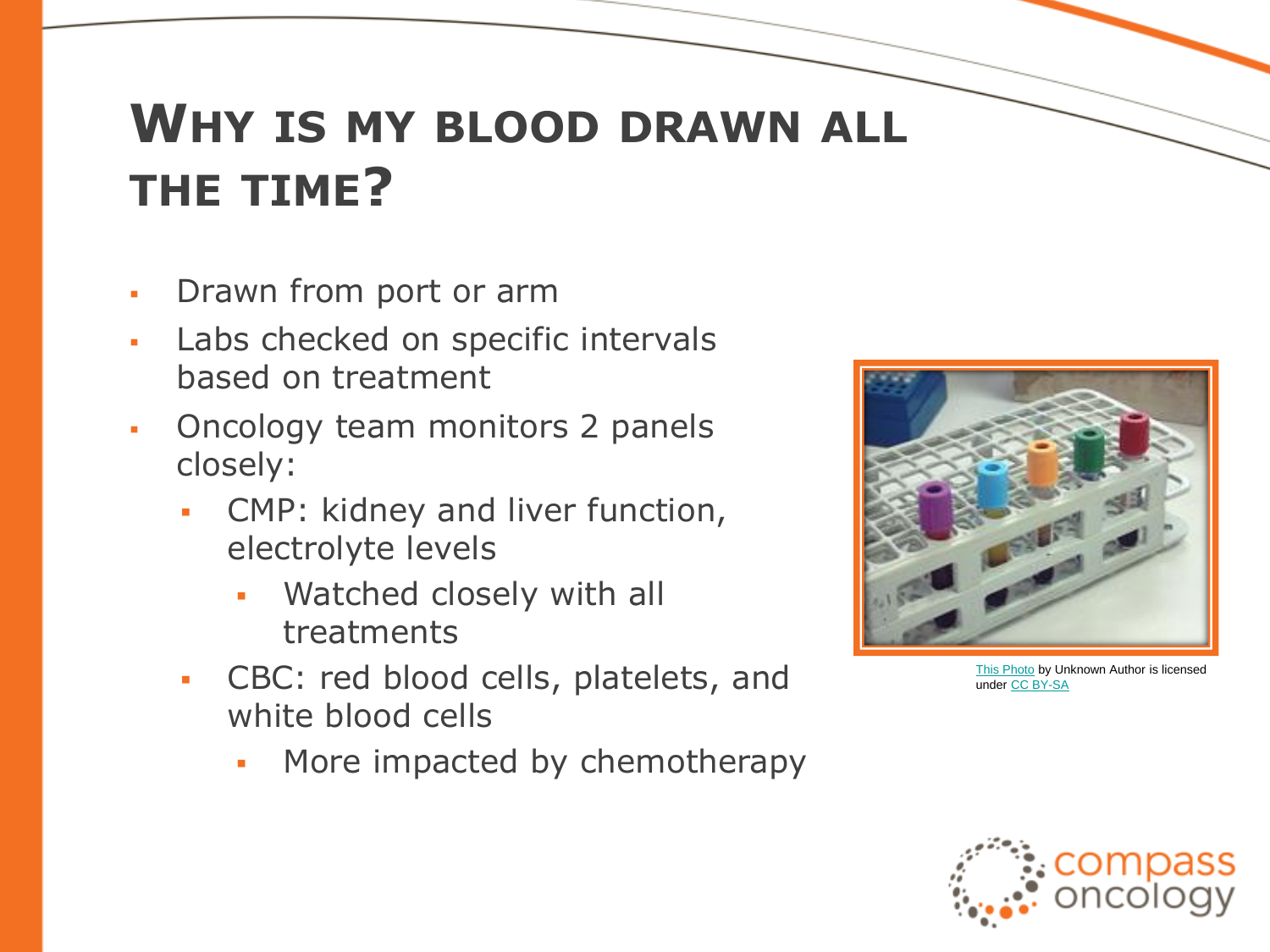# WHY IS MY BLOOD DRAWN ALL THE TIME?

- Drawn from port or arm
- Labs checked on specific intervals based on treatment
- Oncology team monitors 2 panels closely:
  - CMP: kidney and liver function, electrolyte levels
    - Watched closely with all treatments
  - CBC: red blood cells, platelets, and white blood cells
    - More impacted by chemotherapy

This Photo by Unknown Author is licensed under CC BY-SA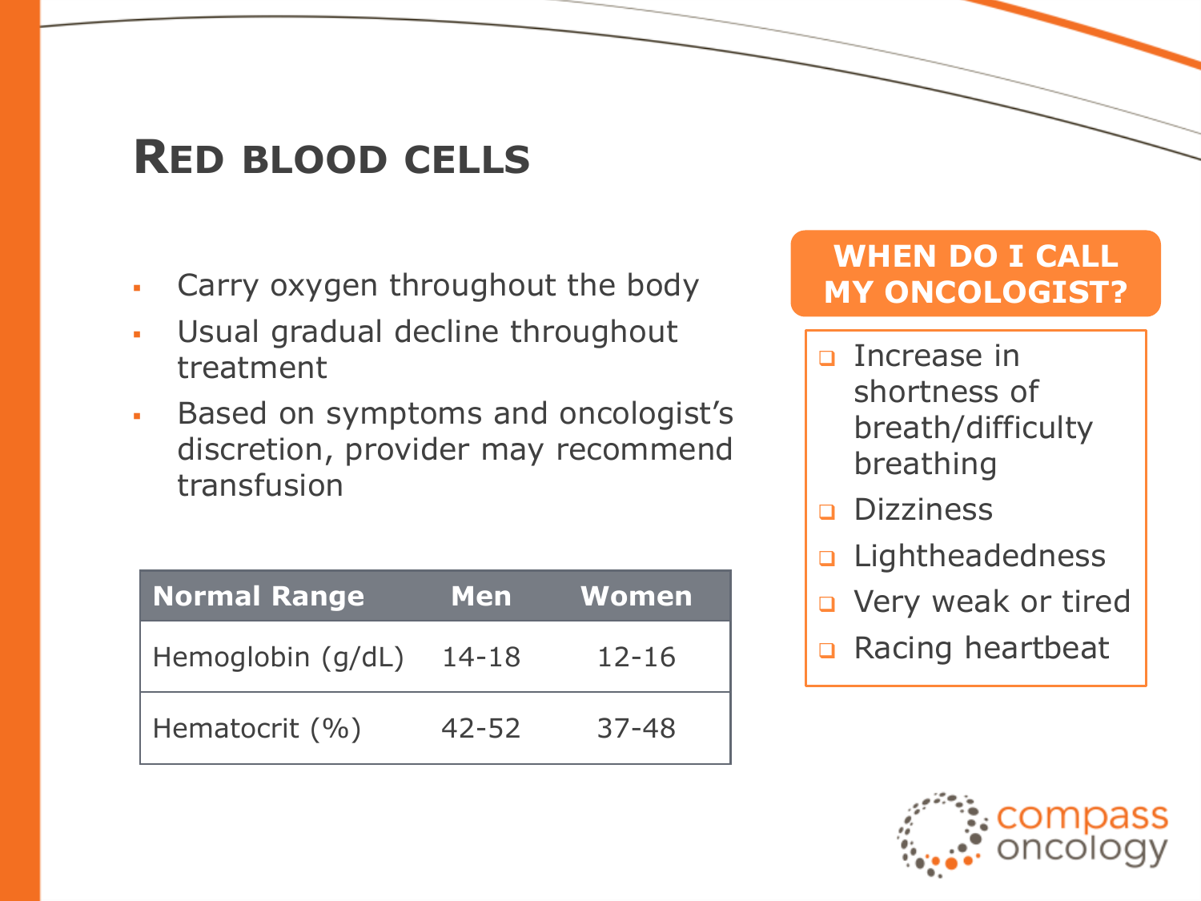# Red blood cells

- Carry oxygen throughout the body
- Usual gradual decline throughout treatment
- Based on symptoms and oncologist's discretion, provider may recommend transfusion

| Normal Range | Men | Women |
| --- | --- | --- |
| Hemoglobin (g/dL) | 14-18 | 12-16 |
| Hematocrit (%) | 42-52 | 37-48 |

## WHEN DO I CALL MY ONCOLOGIST?

- Increase in shortness of breath/difficulty breathing
- Dizziness
- Lightheadedness
- Very weak or tired
- Racing heartbeat

compass oncology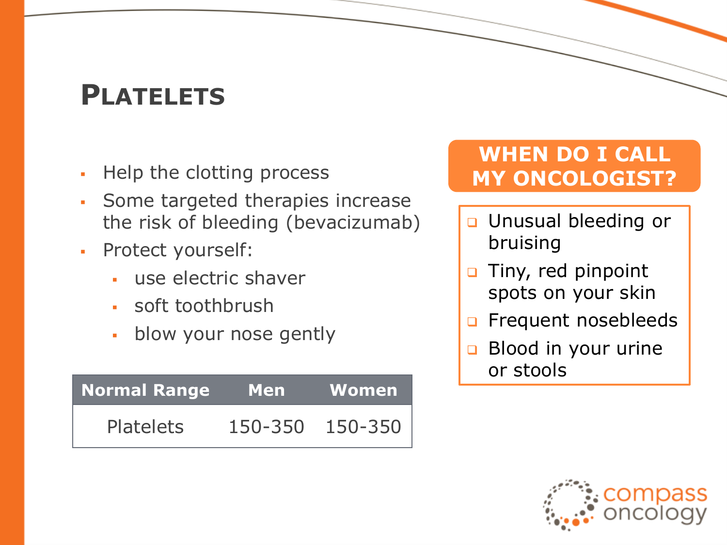# Platelets

- Help the clotting process
- Some targeted therapies increase the risk of bleeding (bevacizumab)
- Protect yourself:
  - use electric shaver
  - soft toothbrush
  - blow your nose gently

| Normal Range | Men | Women |
|---|---|---|
| Platelets | 150-350 | 150-350 |

## WHEN DO I CALL MY ONCOLOGIST?

- Unusual bleeding or bruising
- Tiny, red pinpoint spots on your skin
- Frequent nosebleeds
- Blood in your urine or stools

compass oncology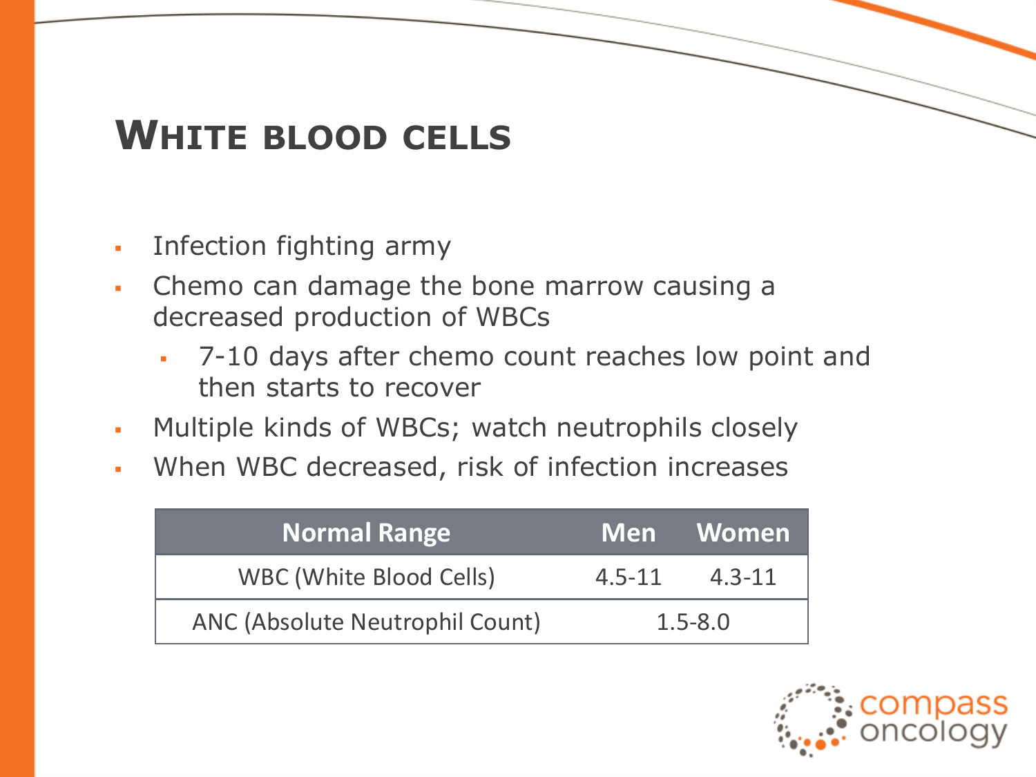# White blood cells

- Infection fighting army
- Chemo can damage the bone marrow causing a decreased production of WBCs
  - 7-10 days after chemo count reaches low point and then starts to recover
- Multiple kinds of WBCs; watch neutrophils closely
- When WBC decreased, risk of infection increases

| Normal Range | Men | Women |
|---|---|---|
| WBC (White Blood Cells) | 4.5-11 | 4.3-11 |
| ANC (Absolute Neutrophil Count) | 1.5-8.0 | |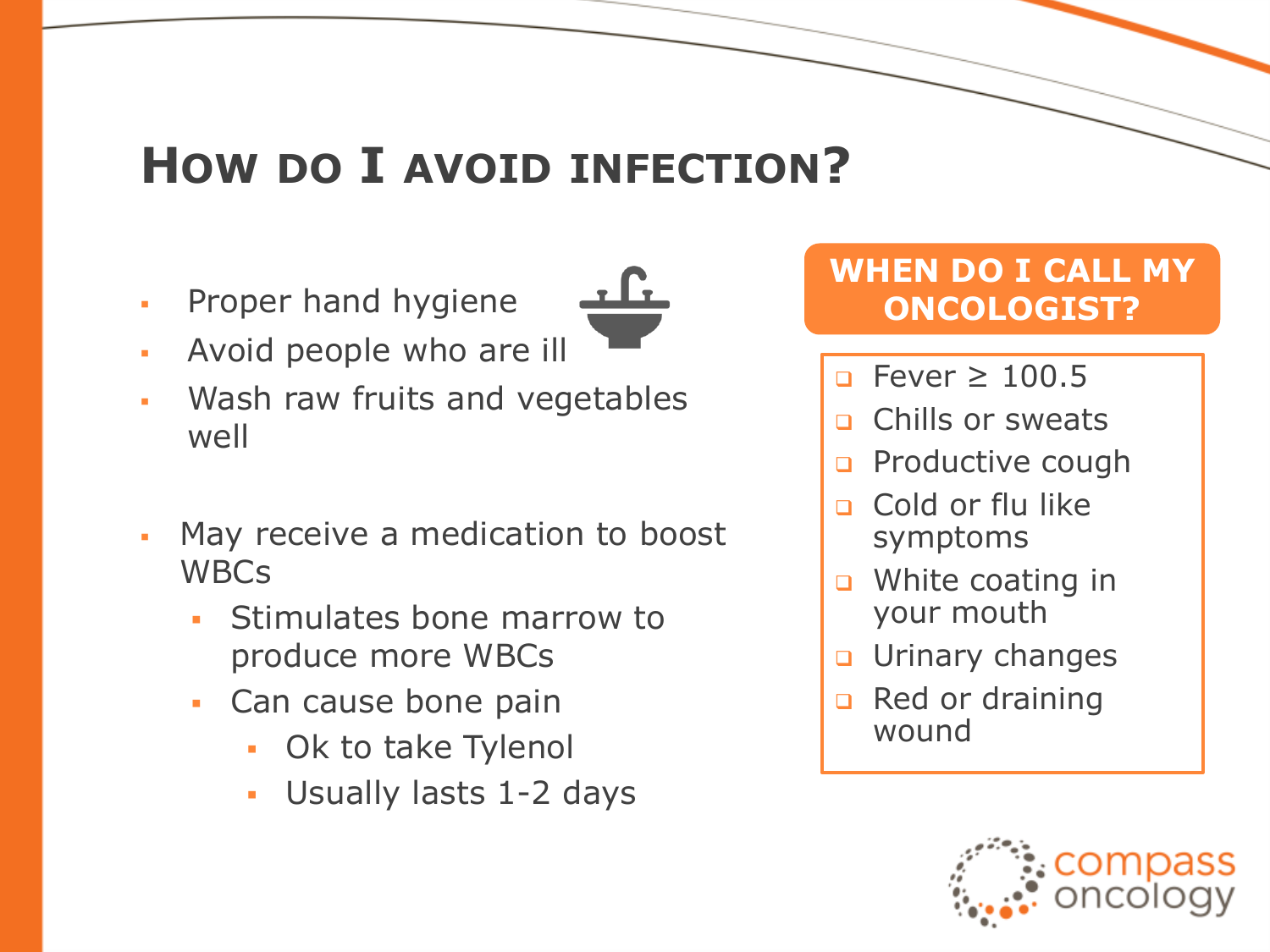# How do I avoid infection?

- Proper hand hygiene
- Avoid people who are ill
- Wash raw fruits and vegetables well

- May receive a medication to boost WBCs
  - Stimulates bone marrow to produce more WBCs
  - Can cause bone pain
    - Ok to take Tylenol
    - Usually lasts 1-2 days

## When do I call my oncologist?

- Fever ≥ 100.5
- Chills or sweats
- Productive cough
- Cold or flu like symptoms
- White coating in your mouth
- Urinary changes
- Red or draining wound

compass oncology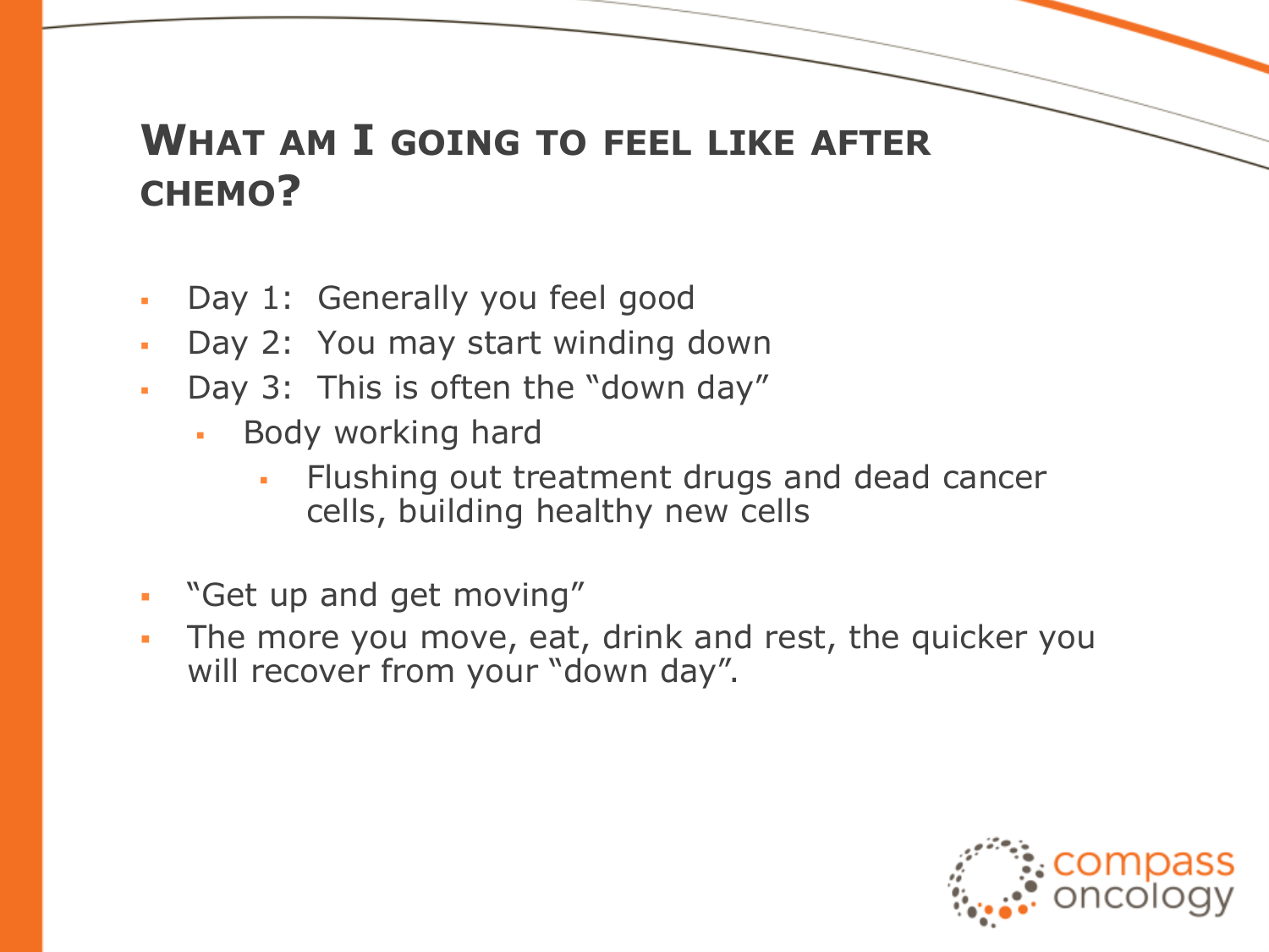## What am I going to feel like after chemo?

- Day 1: Generally you feel good
- Day 2: You may start winding down
- Day 3: This is often the "down day"
  - Body working hard
    - Flushing out treatment drugs and dead cancer cells, building healthy new cells
- "Get up and get moving"
- The more you move, eat, drink and rest, the quicker you will recover from your "down day".

compass oncology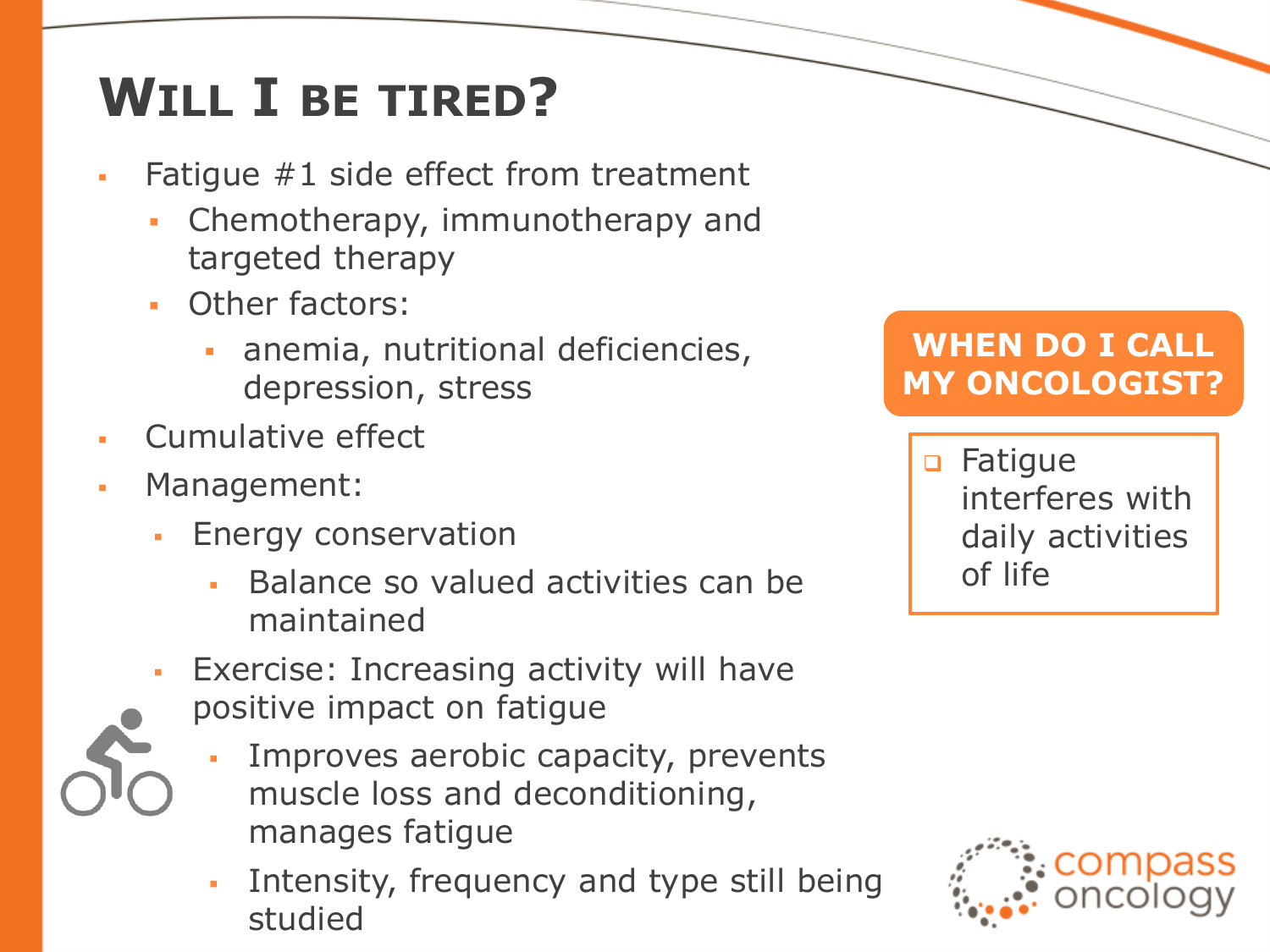# Will I be tired?

- Fatigue #1 side effect from treatment
  - Chemotherapy, immunotherapy and targeted therapy
  - Other factors:
    - anemia, nutritional deficiencies, depression, stress
- Cumulative effect
- Management:
  - Energy conservation
    - Balance so valued activities can be maintained
  - Exercise: Increasing activity will have positive impact on fatigue
    - Improves aerobic capacity, prevents muscle loss and deconditioning, manages fatigue
    - Intensity, frequency and type still being studied

**WHEN DO I CALL MY ONCOLOGIST?**

- Fatigue interferes with daily activities of life

compass oncology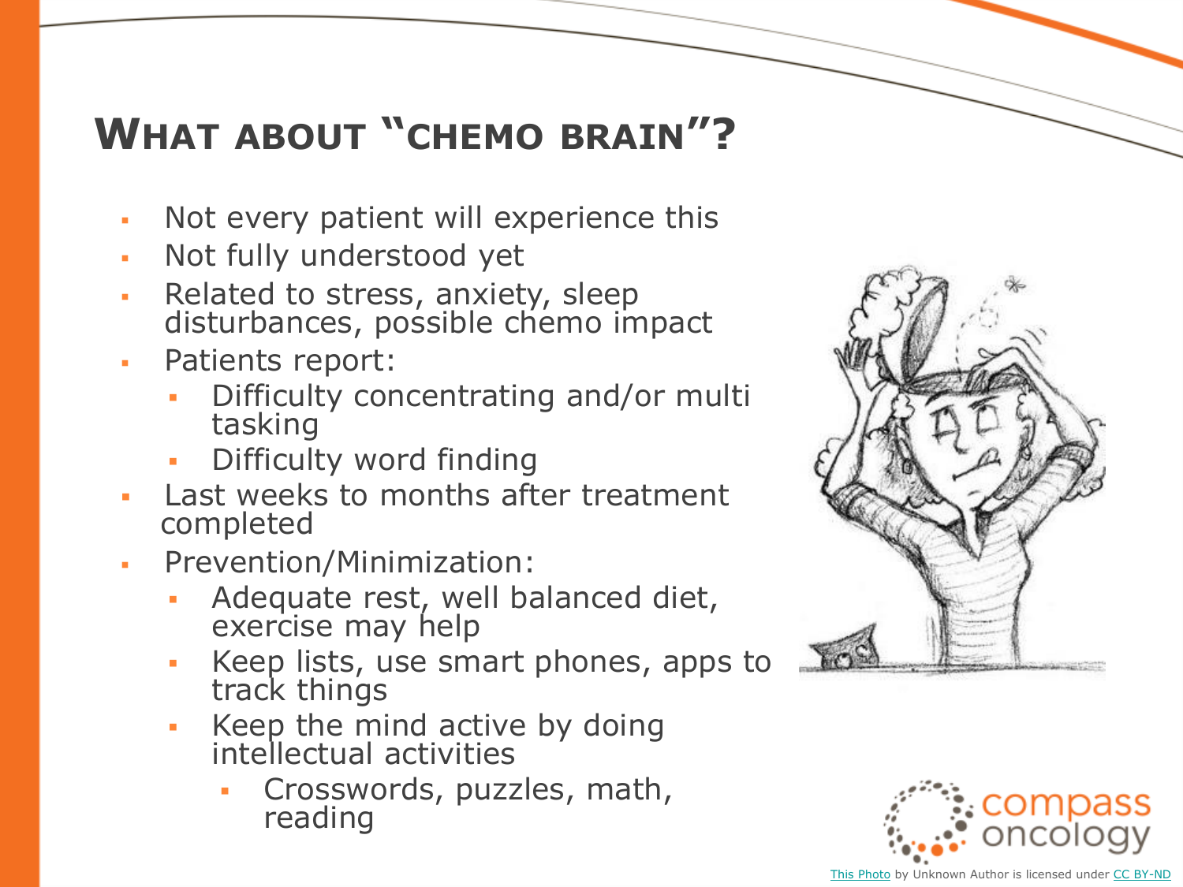# What about "chemo brain"?

- Not every patient will experience this
- Not fully understood yet
- Related to stress, anxiety, sleep disturbances, possible chemo impact
- Patients report:
  - Difficulty concentrating and/or multi tasking
  - Difficulty word finding
- Last weeks to months after treatment completed
- Prevention/Minimization:
  - Adequate rest, well balanced diet, exercise may help
  - Keep lists, use smart phones, apps to track things
  - Keep the mind active by doing intellectual activities
    - Crosswords, puzzles, math, reading

compass oncology

This Photo by Unknown Author is licensed under CC BY-ND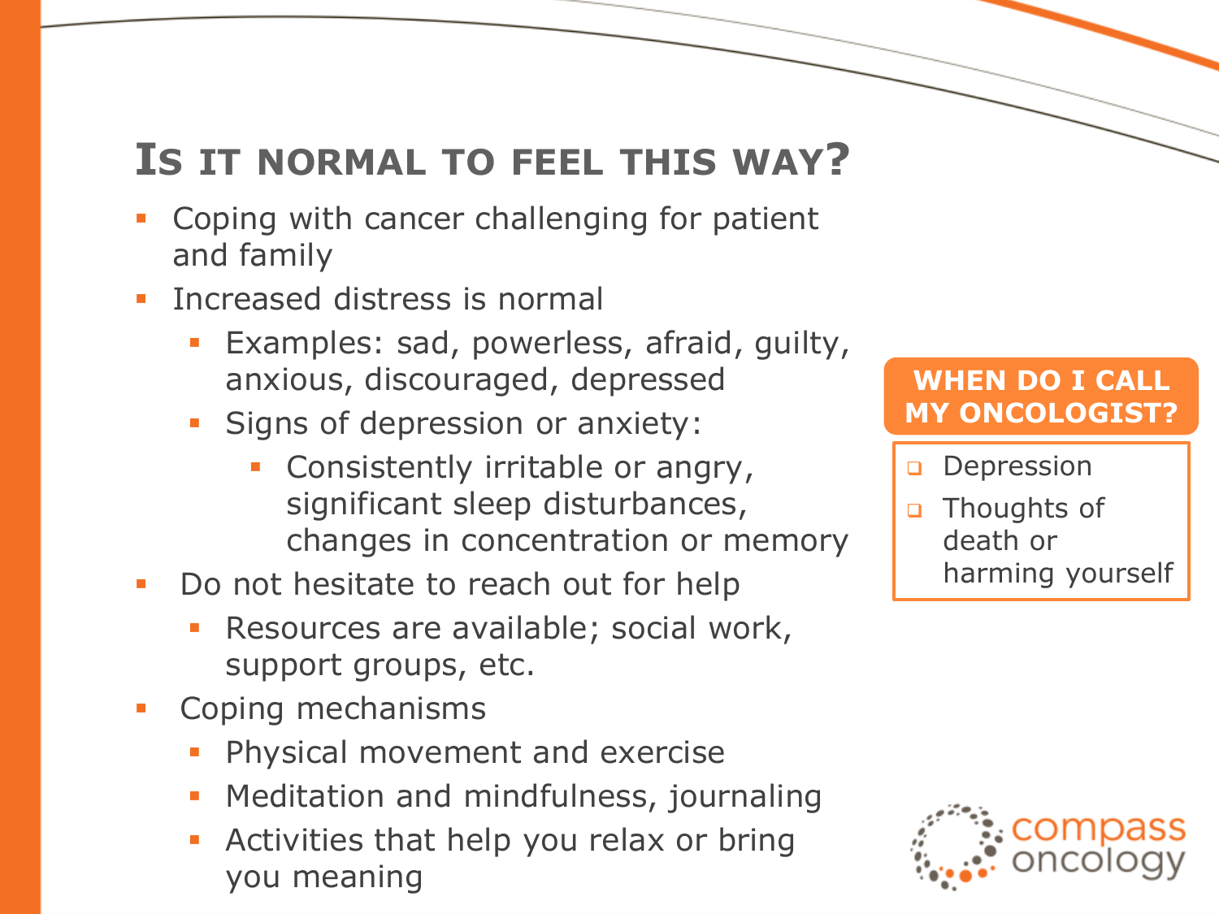# Is it normal to feel this way?

- Coping with cancer challenging for patient and family
- Increased distress is normal
  - Examples: sad, powerless, afraid, guilty, anxious, discouraged, depressed
  - Signs of depression or anxiety:
    - Consistently irritable or angry, significant sleep disturbances, changes in concentration or memory
- Do not hesitate to reach out for help
  - Resources are available; social work, support groups, etc.
- Coping mechanisms
  - Physical movement and exercise
  - Meditation and mindfulness, journaling
  - Activities that help you relax or bring you meaning

**WHEN DO I CALL MY ONCOLOGIST?**

- Depression
- Thoughts of death or harming yourself

compass oncology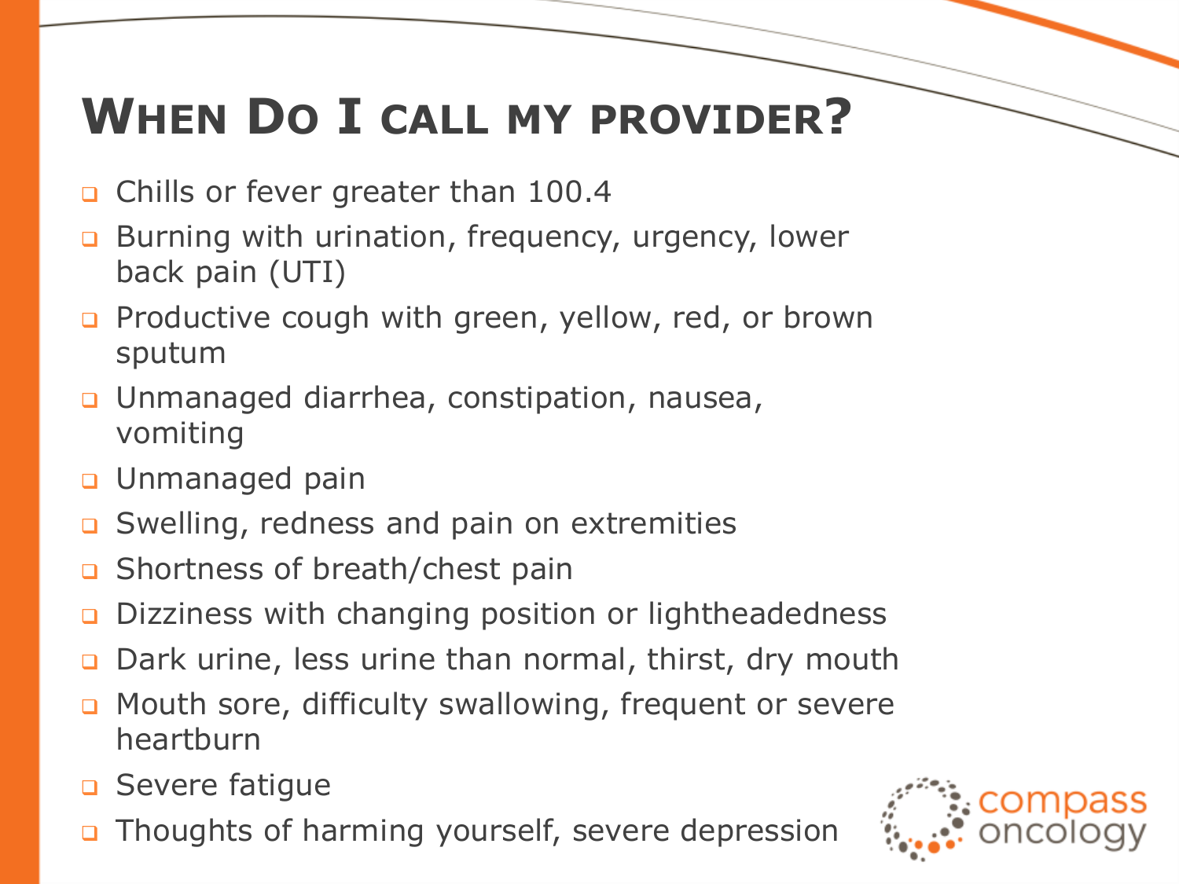# When Do I call my provider?

- Chills or fever greater than 100.4
- Burning with urination, frequency, urgency, lower back pain (UTI)
- Productive cough with green, yellow, red, or brown sputum
- Unmanaged diarrhea, constipation, nausea, vomiting
- Unmanaged pain
- Swelling, redness and pain on extremities
- Shortness of breath/chest pain
- Dizziness with changing position or lightheadedness
- Dark urine, less urine than normal, thirst, dry mouth
- Mouth sore, difficulty swallowing, frequent or severe heartburn
- Severe fatigue
- Thoughts of harming yourself, severe depression

compass oncology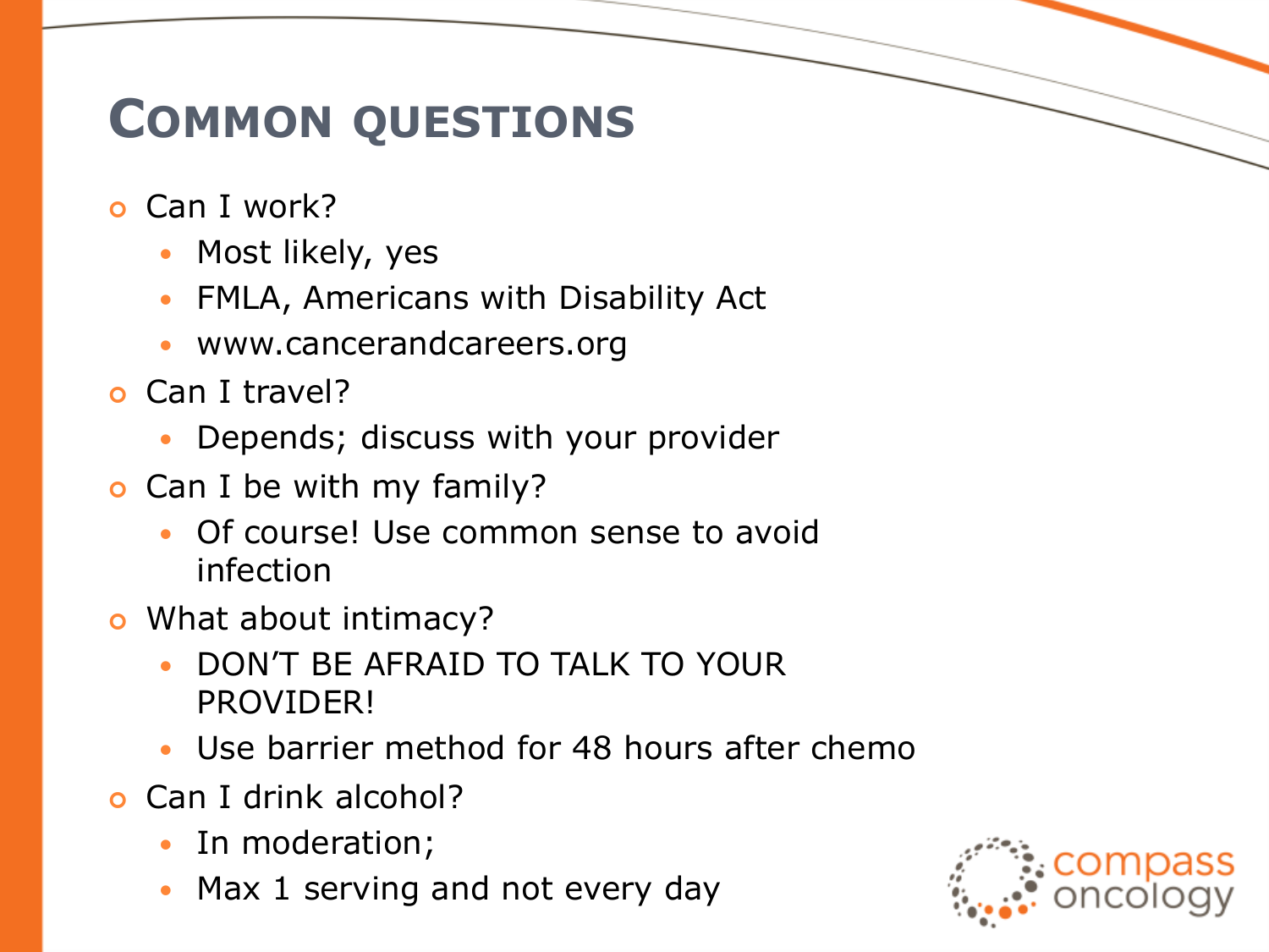# Common Questions

- Can I work?
  - Most likely, yes
  - FMLA, Americans with Disability Act
  - www.cancerandcareers.org
- Can I travel?
  - Depends; discuss with your provider
- Can I be with my family?
  - Of course! Use common sense to avoid infection
- What about intimacy?
  - DON'T BE AFRAID TO TALK TO YOUR PROVIDER!
  - Use barrier method for 48 hours after chemo
- Can I drink alcohol?
  - In moderation;
  - Max 1 serving and not every day

compass oncology